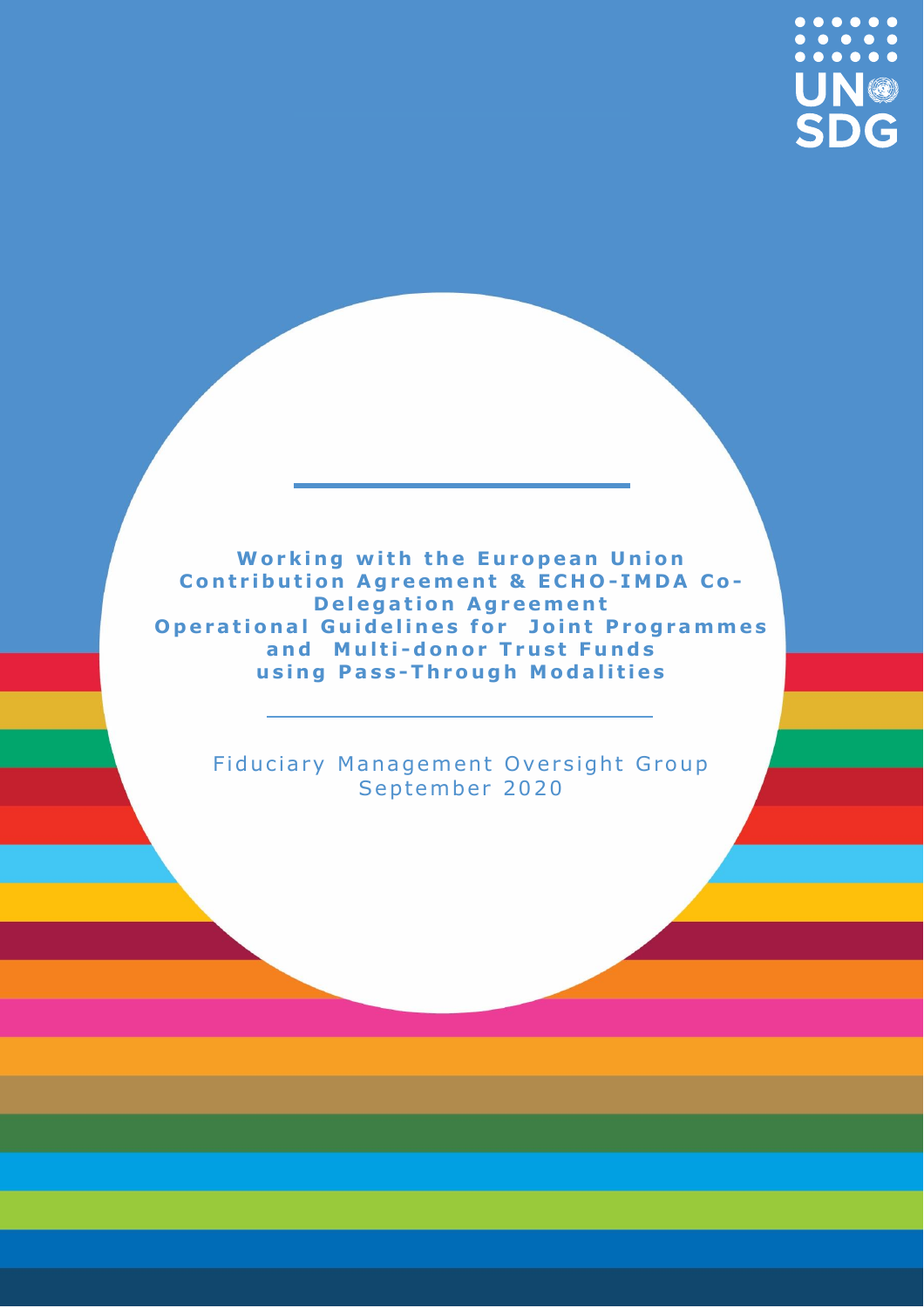# Working with the European Union Contribution Agreement & ECHO-IMDA Co-Delegation Agreement Operational Guidelines for Joint Programmes and Multi-donor Trust Funds using Pass-Through Modalities

Fiduciary Management Oversight Group
September 2020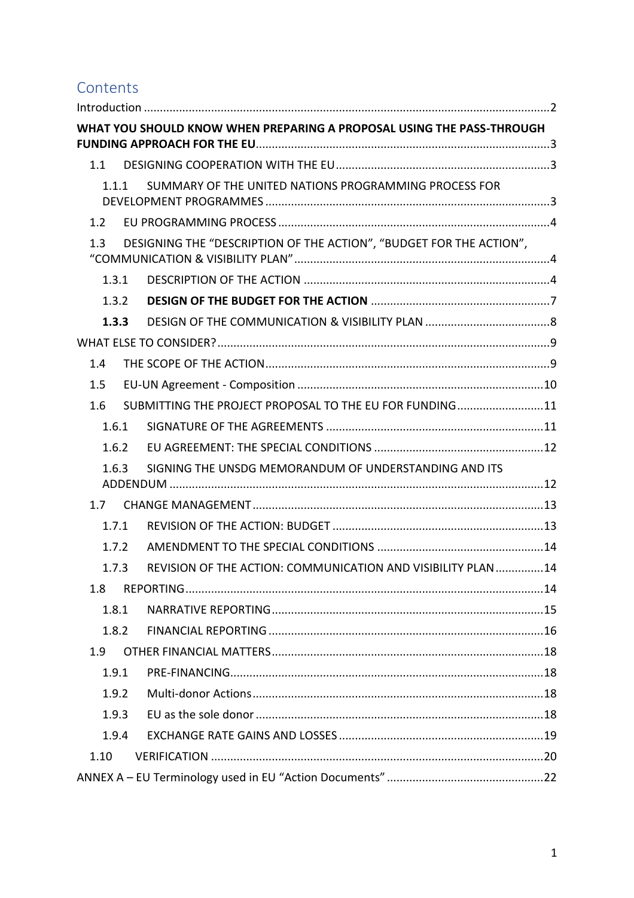# Contents

Introduction ..... 2

**WHAT YOU SHOULD KNOW WHEN PREPARING A PROPOSAL USING THE PASS-THROUGH FUNDING APPROACH FOR THE EU** ..... 3

- 1.1 DESIGNING COOPERATION WITH THE EU ..... 3
  - 1.1.1 SUMMARY OF THE UNITED NATIONS PROGRAMMING PROCESS FOR DEVELOPMENT PROGRAMMES ..... 3
- 1.2 EU PROGRAMMING PROCESS ..... 4
- 1.3 DESIGNING THE "DESCRIPTION OF THE ACTION", "BUDGET FOR THE ACTION", "COMMUNICATION & VISIBILITY PLAN" ..... 4
  - 1.3.1 DESCRIPTION OF THE ACTION ..... 4
  - 1.3.2 **DESIGN OF THE BUDGET FOR THE ACTION** ..... 7
  - **1.3.3** DESIGN OF THE COMMUNICATION & VISIBILITY PLAN ..... 8

WHAT ELSE TO CONSIDER? ..... 9

- 1.4 THE SCOPE OF THE ACTION ..... 9
- 1.5 EU-UN Agreement - Composition ..... 10
- 1.6 SUBMITTING THE PROJECT PROPOSAL TO THE EU FOR FUNDING ..... 11
  - 1.6.1 SIGNATURE OF THE AGREEMENTS ..... 11
  - 1.6.2 EU AGREEMENT: THE SPECIAL CONDITIONS ..... 12
  - 1.6.3 SIGNING THE UNSDG MEMORANDUM OF UNDERSTANDING AND ITS ADDENDUM ..... 12
- 1.7 CHANGE MANAGEMENT ..... 13
  - 1.7.1 REVISION OF THE ACTION: BUDGET ..... 13
  - 1.7.2 AMENDMENT TO THE SPECIAL CONDITIONS ..... 14
  - 1.7.3 REVISION OF THE ACTION: COMMUNICATION AND VISIBILITY PLAN ..... 14
- 1.8 REPORTING ..... 14
  - 1.8.1 NARRATIVE REPORTING ..... 15
  - 1.8.2 FINANCIAL REPORTING ..... 16
- 1.9 OTHER FINANCIAL MATTERS ..... 18
  - 1.9.1 PRE-FINANCING ..... 18
  - 1.9.2 Multi-donor Actions ..... 18
  - 1.9.3 EU as the sole donor ..... 18
  - 1.9.4 EXCHANGE RATE GAINS AND LOSSES ..... 19
- 1.10 VERIFICATION ..... 20

ANNEX A – EU Terminology used in EU "Action Documents" ..... 22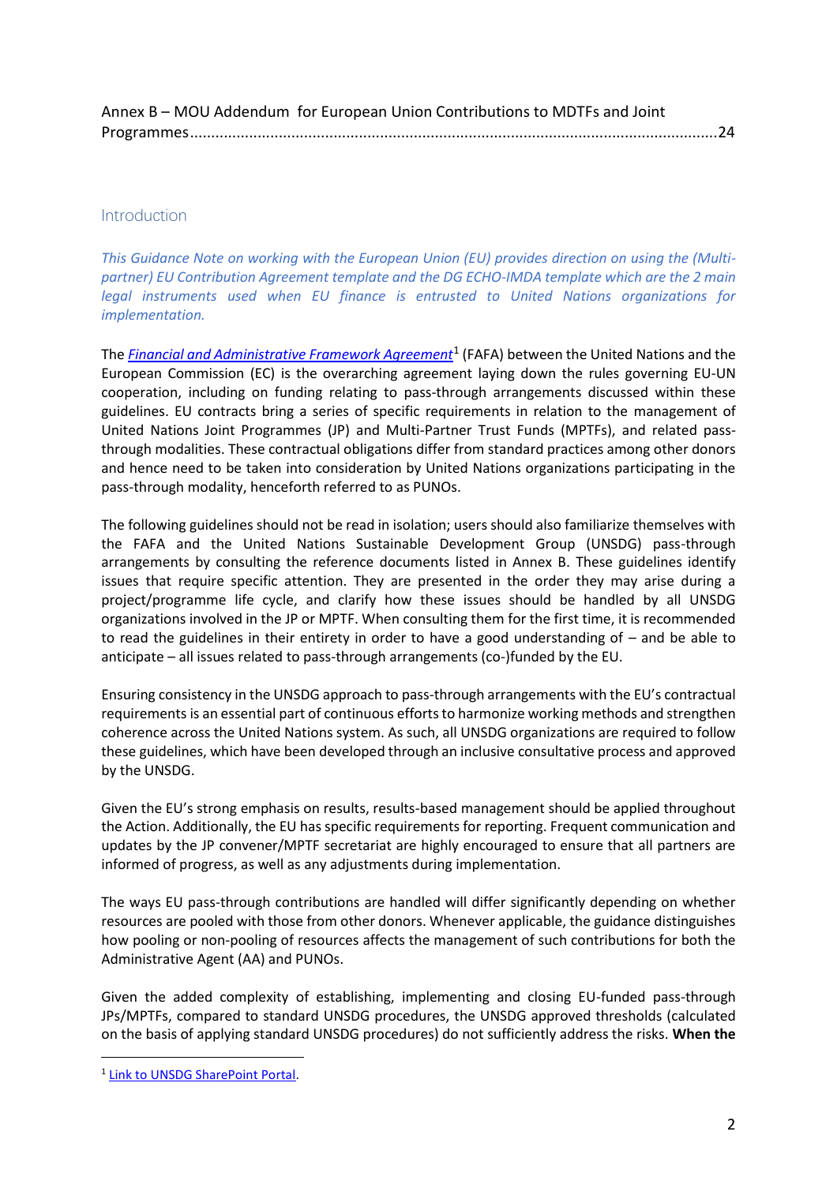Annex B – MOU Addendum for European Union Contributions to MDTFs and Joint Programmes.......................................................................................................................24

## Introduction

*This Guidance Note on working with the European Union (EU) provides direction on using the (Multi-partner) EU Contribution Agreement template and the DG ECHO-IMDA template which are the 2 main legal instruments used when EU finance is entrusted to United Nations organizations for implementation.*

The *Financial and Administrative Framework Agreement*[1] (FAFA) between the United Nations and the European Commission (EC) is the overarching agreement laying down the rules governing EU-UN cooperation, including on funding relating to pass-through arrangements discussed within these guidelines. EU contracts bring a series of specific requirements in relation to the management of United Nations Joint Programmes (JP) and Multi-Partner Trust Funds (MPTFs), and related pass-through modalities. These contractual obligations differ from standard practices among other donors and hence need to be taken into consideration by United Nations organizations participating in the pass-through modality, henceforth referred to as PUNOs.

The following guidelines should not be read in isolation; users should also familiarize themselves with the FAFA and the United Nations Sustainable Development Group (UNSDG) pass-through arrangements by consulting the reference documents listed in Annex B. These guidelines identify issues that require specific attention. They are presented in the order they may arise during a project/programme life cycle, and clarify how these issues should be handled by all UNSDG organizations involved in the JP or MPTF. When consulting them for the first time, it is recommended to read the guidelines in their entirety in order to have a good understanding of – and be able to anticipate – all issues related to pass-through arrangements (co-)funded by the EU.

Ensuring consistency in the UNSDG approach to pass-through arrangements with the EU's contractual requirements is an essential part of continuous efforts to harmonize working methods and strengthen coherence across the United Nations system. As such, all UNSDG organizations are required to follow these guidelines, which have been developed through an inclusive consultative process and approved by the UNSDG.

Given the EU's strong emphasis on results, results-based management should be applied throughout the Action. Additionally, the EU has specific requirements for reporting. Frequent communication and updates by the JP convener/MPTF secretariat are highly encouraged to ensure that all partners are informed of progress, as well as any adjustments during implementation.

The ways EU pass-through contributions are handled will differ significantly depending on whether resources are pooled with those from other donors. Whenever applicable, the guidance distinguishes how pooling or non-pooling of resources affects the management of such contributions for both the Administrative Agent (AA) and PUNOs.

Given the added complexity of establishing, implementing and closing EU-funded pass-through JPs/MPTFs, compared to standard UNSDG procedures, the UNSDG approved thresholds (calculated on the basis of applying standard UNSDG procedures) do not sufficiently address the risks. **When the**

[1] Link to UNSDG SharePoint Portal.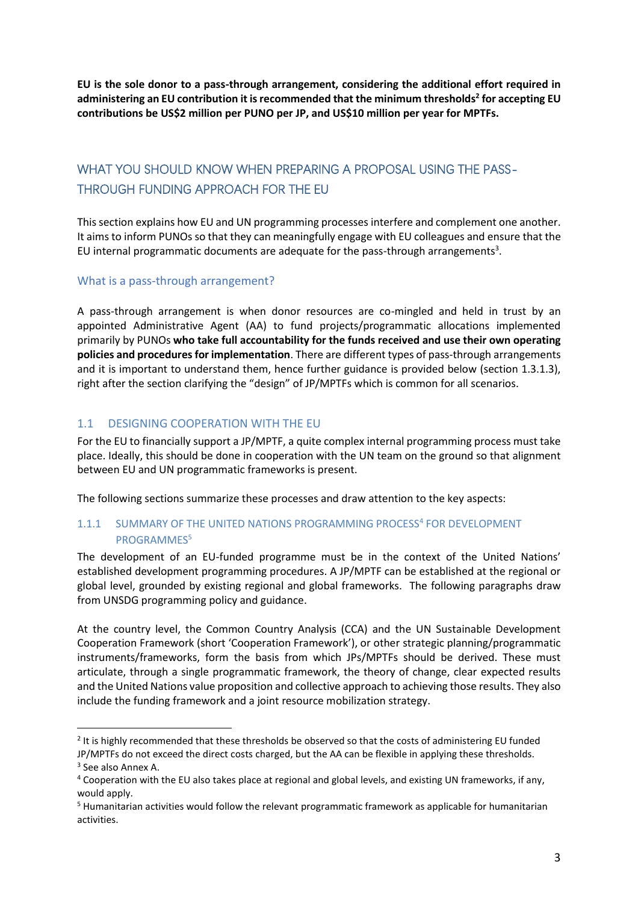**EU is the sole donor to a pass-through arrangement, considering the additional effort required in administering an EU contribution it is recommended that the minimum thresholds[2] for accepting EU contributions be US$2 million per PUNO per JP, and US$10 million per year for MPTFs.**

## WHAT YOU SHOULD KNOW WHEN PREPARING A PROPOSAL USING THE PASS-THROUGH FUNDING APPROACH FOR THE EU

This section explains how EU and UN programming processes interfere and complement one another. It aims to inform PUNOs so that they can meaningfully engage with EU colleagues and ensure that the EU internal programmatic documents are adequate for the pass-through arrangements[3].

### What is a pass-through arrangement?

A pass-through arrangement is when donor resources are co-mingled and held in trust by an appointed Administrative Agent (AA) to fund projects/programmatic allocations implemented primarily by PUNOs **who take full accountability for the funds received and use their own operating policies and procedures for implementation**. There are different types of pass-through arrangements and it is important to understand them, hence further guidance is provided below (section 1.3.1.3), right after the section clarifying the "design" of JP/MPTFs which is common for all scenarios.

### 1.1 DESIGNING COOPERATION WITH THE EU

For the EU to financially support a JP/MPTF, a quite complex internal programming process must take place. Ideally, this should be done in cooperation with the UN team on the ground so that alignment between EU and UN programmatic frameworks is present.

The following sections summarize these processes and draw attention to the key aspects:

#### 1.1.1 SUMMARY OF THE UNITED NATIONS PROGRAMMING PROCESS[4] FOR DEVELOPMENT PROGRAMMES[5]

The development of an EU-funded programme must be in the context of the United Nations' established development programming procedures. A JP/MPTF can be established at the regional or global level, grounded by existing regional and global frameworks. The following paragraphs draw from UNSDG programming policy and guidance.

At the country level, the Common Country Analysis (CCA) and the UN Sustainable Development Cooperation Framework (short 'Cooperation Framework'), or other strategic planning/programmatic instruments/frameworks, form the basis from which JPs/MPTFs should be derived. These must articulate, through a single programmatic framework, the theory of change, clear expected results and the United Nations value proposition and collective approach to achieving those results. They also include the funding framework and a joint resource mobilization strategy.

---

[2] It is highly recommended that these thresholds be observed so that the costs of administering EU funded JP/MPTFs do not exceed the direct costs charged, but the AA can be flexible in applying these thresholds.

[3] See also Annex A.

[4] Cooperation with the EU also takes place at regional and global levels, and existing UN frameworks, if any, would apply.

[5] Humanitarian activities would follow the relevant programmatic framework as applicable for humanitarian activities.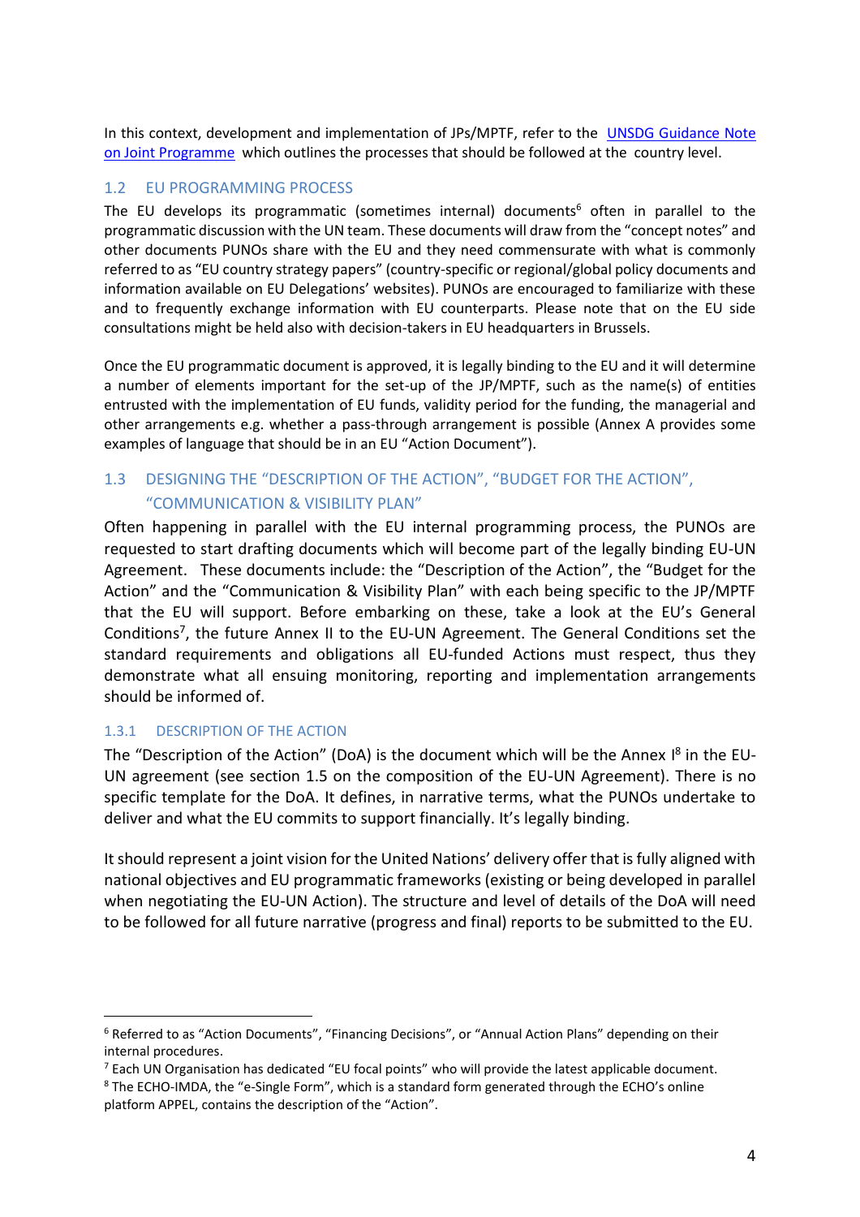In this context, development and implementation of JPs/MPTF, refer to the [UNSDG Guidance Note on Joint Programme](#) which outlines the processes that should be followed at the country level.

## 1.2 EU PROGRAMMING PROCESS

The EU develops its programmatic (sometimes internal) documents[6] often in parallel to the programmatic discussion with the UN team. These documents will draw from the "concept notes" and other documents PUNOs share with the EU and they need commensurate with what is commonly referred to as "EU country strategy papers" (country-specific or regional/global policy documents and information available on EU Delegations' websites). PUNOs are encouraged to familiarize with these and to frequently exchange information with EU counterparts. Please note that on the EU side consultations might be held also with decision-takers in EU headquarters in Brussels.

Once the EU programmatic document is approved, it is legally binding to the EU and it will determine a number of elements important for the set-up of the JP/MPTF, such as the name(s) of entities entrusted with the implementation of EU funds, validity period for the funding, the managerial and other arrangements e.g. whether a pass-through arrangement is possible (Annex A provides some examples of language that should be in an EU "Action Document").

## 1.3 DESIGNING THE "DESCRIPTION OF THE ACTION", "BUDGET FOR THE ACTION", "COMMUNICATION & VISIBILITY PLAN"

Often happening in parallel with the EU internal programming process, the PUNOs are requested to start drafting documents which will become part of the legally binding EU-UN Agreement. These documents include: the "Description of the Action", the "Budget for the Action" and the "Communication & Visibility Plan" with each being specific to the JP/MPTF that the EU will support. Before embarking on these, take a look at the EU's General Conditions[7], the future Annex II to the EU-UN Agreement. The General Conditions set the standard requirements and obligations all EU-funded Actions must respect, thus they demonstrate what all ensuing monitoring, reporting and implementation arrangements should be informed of.

### 1.3.1 DESCRIPTION OF THE ACTION

The "Description of the Action" (DoA) is the document which will be the Annex I[8] in the EU-UN agreement (see section 1.5 on the composition of the EU-UN Agreement). There is no specific template for the DoA. It defines, in narrative terms, what the PUNOs undertake to deliver and what the EU commits to support financially. It's legally binding.

It should represent a joint vision for the United Nations' delivery offer that is fully aligned with national objectives and EU programmatic frameworks (existing or being developed in parallel when negotiating the EU-UN Action). The structure and level of details of the DoA will need to be followed for all future narrative (progress and final) reports to be submitted to the EU.

---

[6] Referred to as "Action Documents", "Financing Decisions", or "Annual Action Plans" depending on their internal procedures.

[7] Each UN Organisation has dedicated "EU focal points" who will provide the latest applicable document.

[8] The ECHO-IMDA, the "e-Single Form", which is a standard form generated through the ECHO's online platform APPEL, contains the description of the "Action".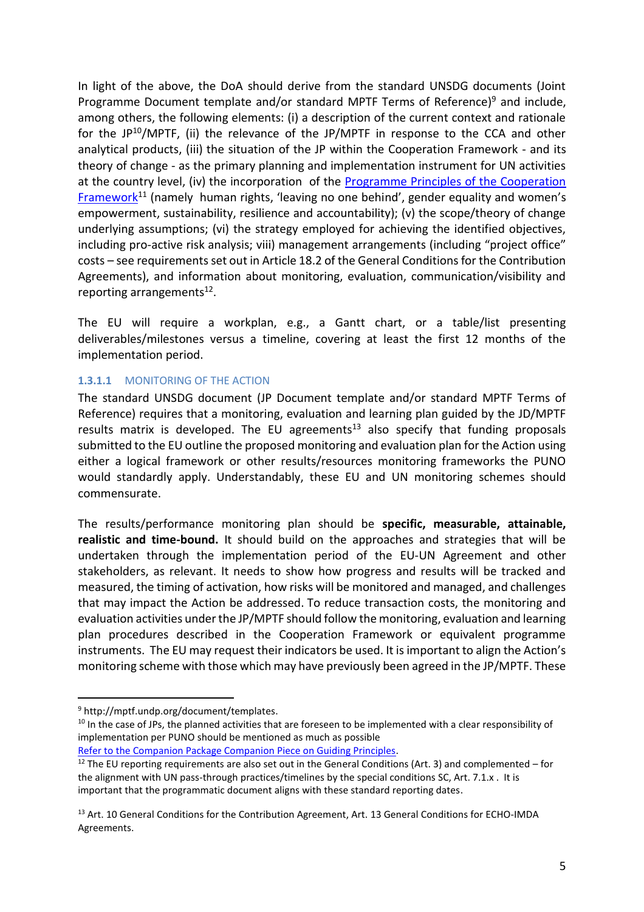In light of the above, the DoA should derive from the standard UNSDG documents (Joint Programme Document template and/or standard MPTF Terms of Reference)[9] and include, among others, the following elements: (i) a description of the current context and rationale for the JP[10]/MPTF, (ii) the relevance of the JP/MPTF in response to the CCA and other analytical products, (iii) the situation of the JP within the Cooperation Framework - and its theory of change - as the primary planning and implementation instrument for UN activities at the country level, (iv) the incorporation of the [Programme Principles of the Cooperation Framework][11] (namely human rights, 'leaving no one behind', gender equality and women's empowerment, sustainability, resilience and accountability); (v) the scope/theory of change underlying assumptions; (vi) the strategy employed for achieving the identified objectives, including pro-active risk analysis; viii) management arrangements (including "project office" costs – see requirements set out in Article 18.2 of the General Conditions for the Contribution Agreements), and information about monitoring, evaluation, communication/visibility and reporting arrangements[12].

The EU will require a workplan, e.g., a Gantt chart, or a table/list presenting deliverables/milestones versus a timeline, covering at least the first 12 months of the implementation period.

#### 1.3.1.1 MONITORING OF THE ACTION

The standard UNSDG document (JP Document template and/or standard MPTF Terms of Reference) requires that a monitoring, evaluation and learning plan guided by the JD/MPTF results matrix is developed. The EU agreements[13] also specify that funding proposals submitted to the EU outline the proposed monitoring and evaluation plan for the Action using either a logical framework or other results/resources monitoring frameworks the PUNO would standardly apply. Understandably, these EU and UN monitoring schemes should commensurate.

The results/performance monitoring plan should be **specific, measurable, attainable, realistic and time-bound.** It should build on the approaches and strategies that will be undertaken through the implementation period of the EU-UN Agreement and other stakeholders, as relevant. It needs to show how progress and results will be tracked and measured, the timing of activation, how risks will be monitored and managed, and challenges that may impact the Action be addressed. To reduce transaction costs, the monitoring and evaluation activities under the JP/MPTF should follow the monitoring, evaluation and learning plan procedures described in the Cooperation Framework or equivalent programme instruments. The EU may request their indicators be used. It is important to align the Action's monitoring scheme with those which may have previously been agreed in the JP/MPTF. These

---

[9] http://mptf.undp.org/document/templates.

[10] In the case of JPs, the planned activities that are foreseen to be implemented with a clear responsibility of implementation per PUNO should be mentioned as much as possible

[11] Refer to the Companion Package Companion Piece on Guiding Principles.

[12] The EU reporting requirements are also set out in the General Conditions (Art. 3) and complemented – for the alignment with UN pass-through practices/timelines by the special conditions SC, Art. 7.1.x . It is important that the programmatic document aligns with these standard reporting dates.

[13] Art. 10 General Conditions for the Contribution Agreement, Art. 13 General Conditions for ECHO-IMDA Agreements.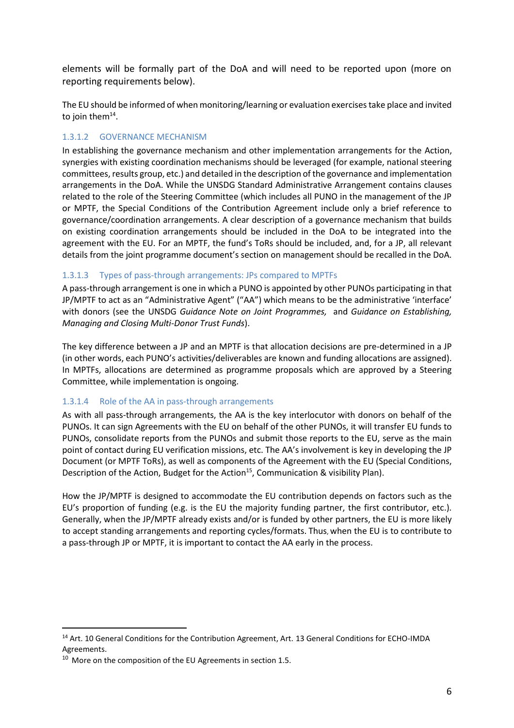elements will be formally part of the DoA and will need to be reported upon (more on reporting requirements below).

The EU should be informed of when monitoring/learning or evaluation exercises take place and invited to join them[14].

### 1.3.1.2 GOVERNANCE MECHANISM

In establishing the governance mechanism and other implementation arrangements for the Action, synergies with existing coordination mechanisms should be leveraged (for example, national steering committees, results group, etc.) and detailed in the description of the governance and implementation arrangements in the DoA. While the UNSDG Standard Administrative Arrangement contains clauses related to the role of the Steering Committee (which includes all PUNO in the management of the JP or MPTF, the Special Conditions of the Contribution Agreement include only a brief reference to governance/coordination arrangements. A clear description of a governance mechanism that builds on existing coordination arrangements should be included in the DoA to be integrated into the agreement with the EU. For an MPTF, the fund's ToRs should be included, and, for a JP, all relevant details from the joint programme document's section on management should be recalled in the DoA.

### 1.3.1.3 Types of pass-through arrangements: JPs compared to MPTFs

A pass-through arrangement is one in which a PUNO is appointed by other PUNOs participating in that JP/MPTF to act as an "Administrative Agent" ("AA") which means to be the administrative 'interface' with donors (see the UNSDG *Guidance Note on Joint Programmes,* and *Guidance on Establishing, Managing and Closing Multi-Donor Trust Funds*).

The key difference between a JP and an MPTF is that allocation decisions are pre-determined in a JP (in other words, each PUNO's activities/deliverables are known and funding allocations are assigned). In MPTFs, allocations are determined as programme proposals which are approved by a Steering Committee, while implementation is ongoing.

### 1.3.1.4 Role of the AA in pass-through arrangements

As with all pass-through arrangements, the AA is the key interlocutor with donors on behalf of the PUNOs. It can sign Agreements with the EU on behalf of the other PUNOs, it will transfer EU funds to PUNOs, consolidate reports from the PUNOs and submit those reports to the EU, serve as the main point of contact during EU verification missions, etc. The AA's involvement is key in developing the JP Document (or MPTF ToRs), as well as components of the Agreement with the EU (Special Conditions, Description of the Action, Budget for the Action[15], Communication & visibility Plan).

How the JP/MPTF is designed to accommodate the EU contribution depends on factors such as the EU's proportion of funding (e.g. is the EU the majority funding partner, the first contributor, etc.). Generally, when the JP/MPTF already exists and/or is funded by other partners, the EU is more likely to accept standing arrangements and reporting cycles/formats. Thus, when the EU is to contribute to a pass-through JP or MPTF, it is important to contact the AA early in the process.

---

[14] Art. 10 General Conditions for the Contribution Agreement, Art. 13 General Conditions for ECHO-IMDA Agreements.

[10] More on the composition of the EU Agreements in section 1.5.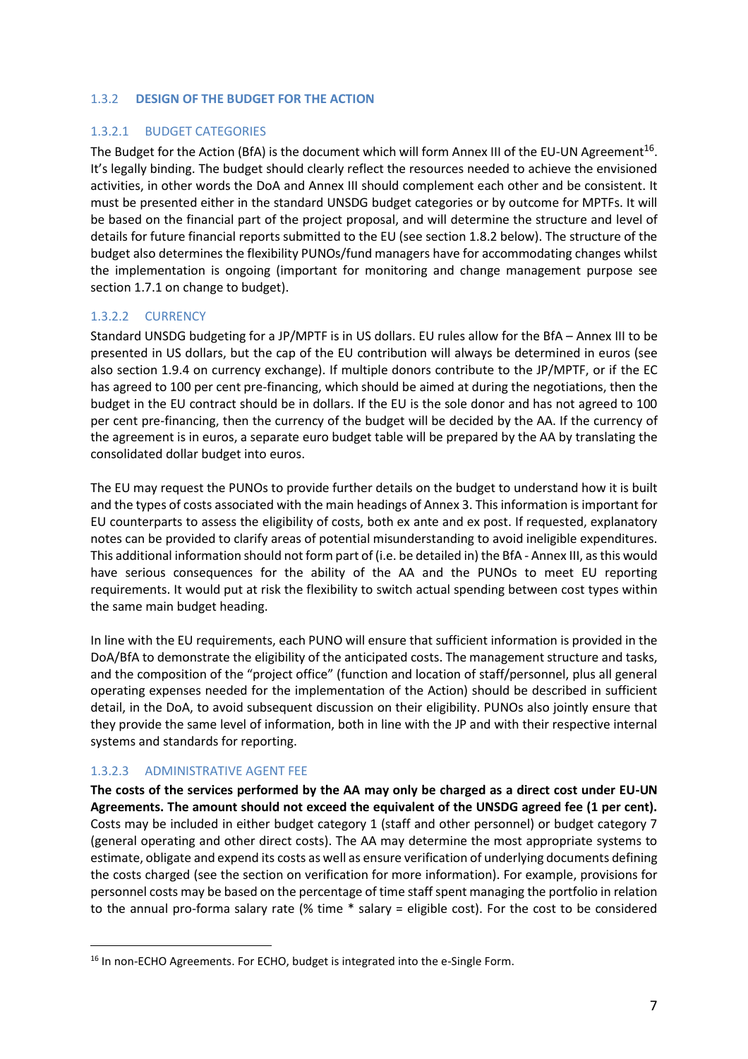### 1.3.2 DESIGN OF THE BUDGET FOR THE ACTION

#### 1.3.2.1 BUDGET CATEGORIES

The Budget for the Action (BfA) is the document which will form Annex III of the EU-UN Agreement[16]. It's legally binding. The budget should clearly reflect the resources needed to achieve the envisioned activities, in other words the DoA and Annex III should complement each other and be consistent. It must be presented either in the standard UNSDG budget categories or by outcome for MPTFs. It will be based on the financial part of the project proposal, and will determine the structure and level of details for future financial reports submitted to the EU (see section 1.8.2 below). The structure of the budget also determines the flexibility PUNOs/fund managers have for accommodating changes whilst the implementation is ongoing (important for monitoring and change management purpose see section 1.7.1 on change to budget).

#### 1.3.2.2 CURRENCY

Standard UNSDG budgeting for a JP/MPTF is in US dollars. EU rules allow for the BfA – Annex III to be presented in US dollars, but the cap of the EU contribution will always be determined in euros (see also section 1.9.4 on currency exchange). If multiple donors contribute to the JP/MPTF, or if the EC has agreed to 100 per cent pre-financing, which should be aimed at during the negotiations, then the budget in the EU contract should be in dollars. If the EU is the sole donor and has not agreed to 100 per cent pre-financing, then the currency of the budget will be decided by the AA. If the currency of the agreement is in euros, a separate euro budget table will be prepared by the AA by translating the consolidated dollar budget into euros.

The EU may request the PUNOs to provide further details on the budget to understand how it is built and the types of costs associated with the main headings of Annex 3. This information is important for EU counterparts to assess the eligibility of costs, both ex ante and ex post. If requested, explanatory notes can be provided to clarify areas of potential misunderstanding to avoid ineligible expenditures. This additional information should not form part of (i.e. be detailed in) the BfA - Annex III, as this would have serious consequences for the ability of the AA and the PUNOs to meet EU reporting requirements. It would put at risk the flexibility to switch actual spending between cost types within the same main budget heading.

In line with the EU requirements, each PUNO will ensure that sufficient information is provided in the DoA/BfA to demonstrate the eligibility of the anticipated costs. The management structure and tasks, and the composition of the "project office" (function and location of staff/personnel, plus all general operating expenses needed for the implementation of the Action) should be described in sufficient detail, in the DoA, to avoid subsequent discussion on their eligibility. PUNOs also jointly ensure that they provide the same level of information, both in line with the JP and with their respective internal systems and standards for reporting.

#### 1.3.2.3 ADMINISTRATIVE AGENT FEE

**The costs of the services performed by the AA may only be charged as a direct cost under EU-UN Agreements. The amount should not exceed the equivalent of the UNSDG agreed fee (1 per cent).** Costs may be included in either budget category 1 (staff and other personnel) or budget category 7 (general operating and other direct costs). The AA may determine the most appropriate systems to estimate, obligate and expend its costs as well as ensure verification of underlying documents defining the costs charged (see the section on verification for more information). For example, provisions for personnel costs may be based on the percentage of time staff spent managing the portfolio in relation to the annual pro-forma salary rate (% time * salary = eligible cost). For the cost to be considered

[16] In non-ECHO Agreements. For ECHO, budget is integrated into the e-Single Form.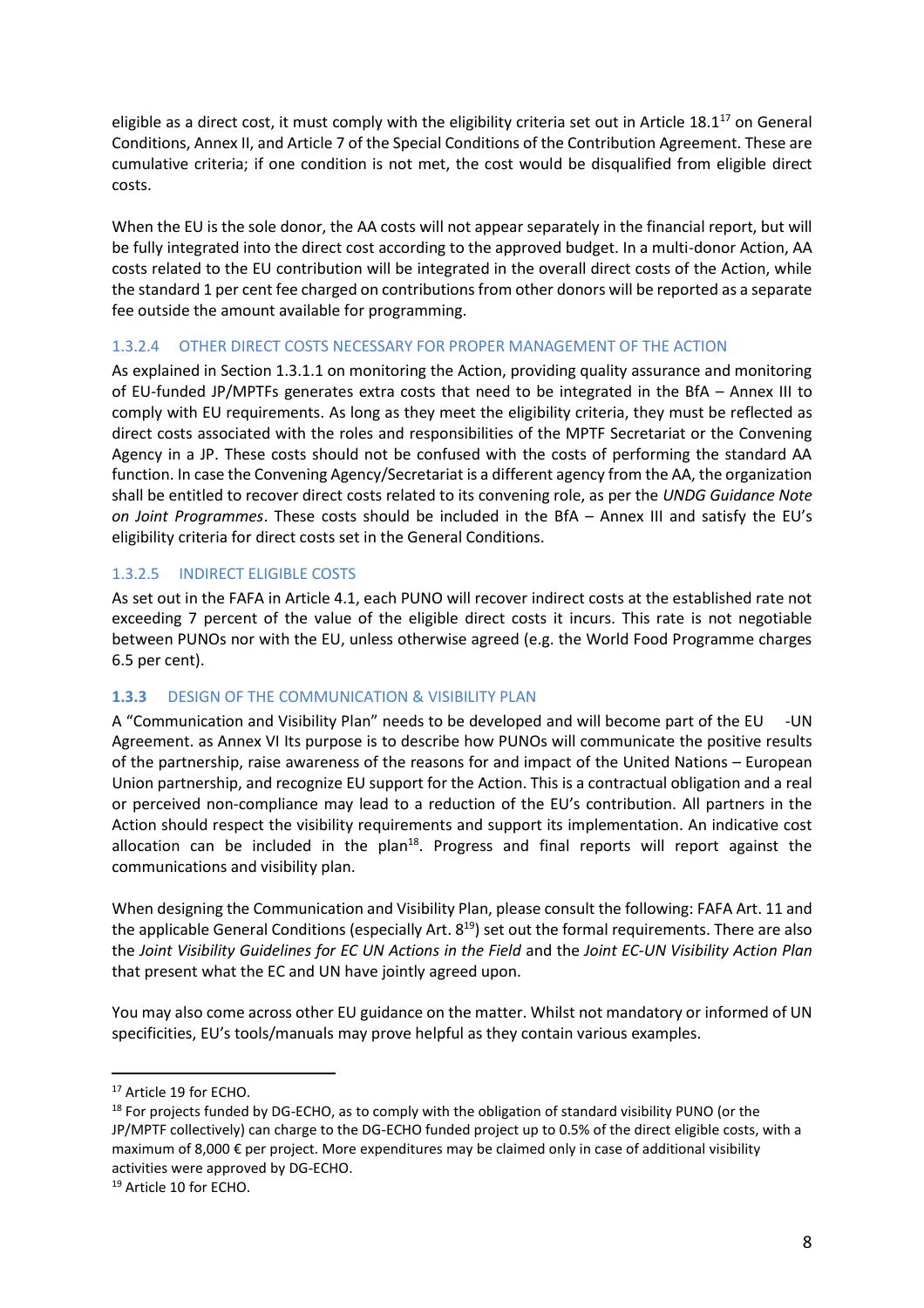eligible as a direct cost, it must comply with the eligibility criteria set out in Article 18.1[17] on General Conditions, Annex II, and Article 7 of the Special Conditions of the Contribution Agreement. These are cumulative criteria; if one condition is not met, the cost would be disqualified from eligible direct costs.

When the EU is the sole donor, the AA costs will not appear separately in the financial report, but will be fully integrated into the direct cost according to the approved budget. In a multi-donor Action, AA costs related to the EU contribution will be integrated in the overall direct costs of the Action, while the standard 1 per cent fee charged on contributions from other donors will be reported as a separate fee outside the amount available for programming.

#### 1.3.2.4 OTHER DIRECT COSTS NECESSARY FOR PROPER MANAGEMENT OF THE ACTION

As explained in Section 1.3.1.1 on monitoring the Action, providing quality assurance and monitoring of EU-funded JP/MPTFs generates extra costs that need to be integrated in the BfA – Annex III to comply with EU requirements. As long as they meet the eligibility criteria, they must be reflected as direct costs associated with the roles and responsibilities of the MPTF Secretariat or the Convening Agency in a JP. These costs should not be confused with the costs of performing the standard AA function. In case the Convening Agency/Secretariat is a different agency from the AA, the organization shall be entitled to recover direct costs related to its convening role, as per the *UNDG Guidance Note on Joint Programmes*. These costs should be included in the BfA – Annex III and satisfy the EU's eligibility criteria for direct costs set in the General Conditions.

#### 1.3.2.5 INDIRECT ELIGIBLE COSTS

As set out in the FAFA in Article 4.1, each PUNO will recover indirect costs at the established rate not exceeding 7 percent of the value of the eligible direct costs it incurs. This rate is not negotiable between PUNOs nor with the EU, unless otherwise agreed (e.g. the World Food Programme charges 6.5 per cent).

### 1.3.3 DESIGN OF THE COMMUNICATION & VISIBILITY PLAN

A "Communication and Visibility Plan" needs to be developed and will become part of the EU -UN Agreement. as Annex VI Its purpose is to describe how PUNOs will communicate the positive results of the partnership, raise awareness of the reasons for and impact of the United Nations – European Union partnership, and recognize EU support for the Action. This is a contractual obligation and a real or perceived non-compliance may lead to a reduction of the EU's contribution. All partners in the Action should respect the visibility requirements and support its implementation. An indicative cost allocation can be included in the plan[18]. Progress and final reports will report against the communications and visibility plan.

When designing the Communication and Visibility Plan, please consult the following: FAFA Art. 11 and the applicable General Conditions (especially Art. 8[19]) set out the formal requirements. There are also the *Joint Visibility Guidelines for EC UN Actions in the Field* and the *Joint EC-UN Visibility Action Plan* that present what the EC and UN have jointly agreed upon.

You may also come across other EU guidance on the matter. Whilst not mandatory or informed of UN specificities, EU's tools/manuals may prove helpful as they contain various examples.

---

[17] Article 19 for ECHO.

[18] For projects funded by DG-ECHO, as to comply with the obligation of standard visibility PUNO (or the JP/MPTF collectively) can charge to the DG-ECHO funded project up to 0.5% of the direct eligible costs, with a maximum of 8,000 € per project. More expenditures may be claimed only in case of additional visibility activities were approved by DG-ECHO.

[19] Article 10 for ECHO.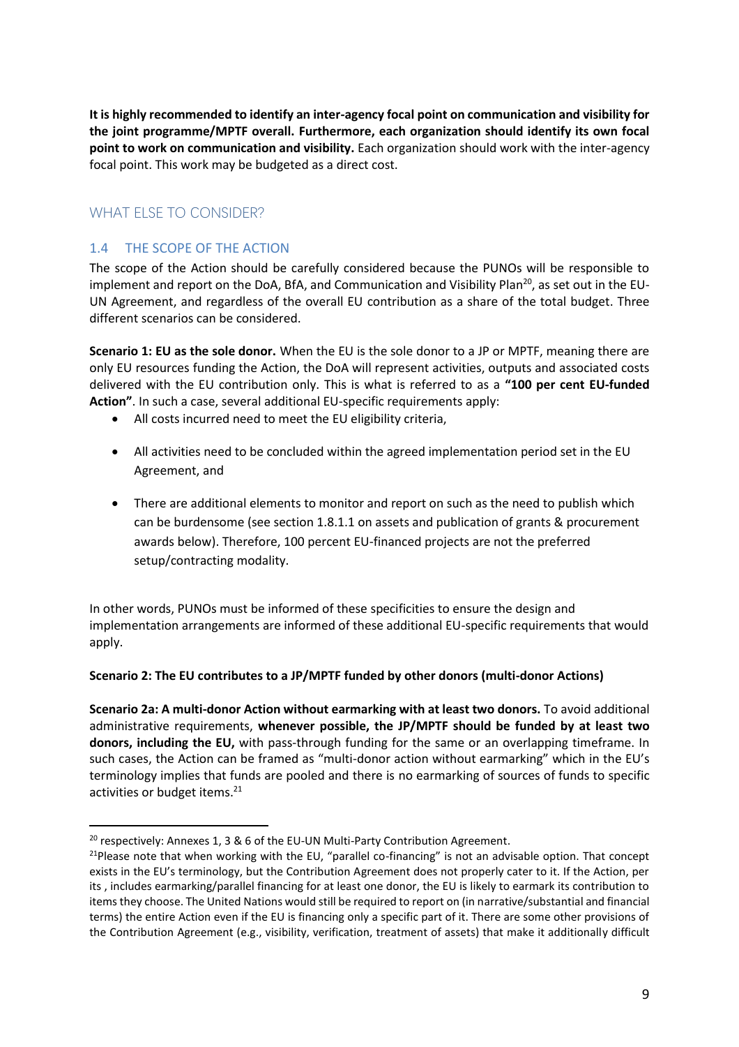**It is highly recommended to identify an inter-agency focal point on communication and visibility for the joint programme/MPTF overall. Furthermore, each organization should identify its own focal point to work on communication and visibility.** Each organization should work with the inter-agency focal point. This work may be budgeted as a direct cost.

## WHAT ELSE TO CONSIDER?

### 1.4 THE SCOPE OF THE ACTION

The scope of the Action should be carefully considered because the PUNOs will be responsible to implement and report on the DoA, BfA, and Communication and Visibility Plan[20], as set out in the EU-UN Agreement, and regardless of the overall EU contribution as a share of the total budget. Three different scenarios can be considered.

**Scenario 1: EU as the sole donor.** When the EU is the sole donor to a JP or MPTF, meaning there are only EU resources funding the Action, the DoA will represent activities, outputs and associated costs delivered with the EU contribution only. This is what is referred to as a **"100 per cent EU-funded Action"**. In such a case, several additional EU-specific requirements apply:

- All costs incurred need to meet the EU eligibility criteria,
- All activities need to be concluded within the agreed implementation period set in the EU Agreement, and
- There are additional elements to monitor and report on such as the need to publish which can be burdensome (see section 1.8.1.1 on assets and publication of grants & procurement awards below). Therefore, 100 percent EU-financed projects are not the preferred setup/contracting modality.

In other words, PUNOs must be informed of these specificities to ensure the design and implementation arrangements are informed of these additional EU-specific requirements that would apply.

**Scenario 2: The EU contributes to a JP/MPTF funded by other donors (multi-donor Actions)**

**Scenario 2a: A multi-donor Action without earmarking with at least two donors.** To avoid additional administrative requirements, **whenever possible, the JP/MPTF should be funded by at least two donors, including the EU,** with pass-through funding for the same or an overlapping timeframe. In such cases, the Action can be framed as "multi-donor action without earmarking" which in the EU's terminology implies that funds are pooled and there is no earmarking of sources of funds to specific activities or budget items.[21]

---

[20] respectively: Annexes 1, 3 & 6 of the EU-UN Multi-Party Contribution Agreement.

[21] Please note that when working with the EU, "parallel co-financing" is not an advisable option. That concept exists in the EU's terminology, but the Contribution Agreement does not properly cater to it. If the Action, per its , includes earmarking/parallel financing for at least one donor, the EU is likely to earmark its contribution to items they choose. The United Nations would still be required to report on (in narrative/substantial and financial terms) the entire Action even if the EU is financing only a specific part of it. There are some other provisions of the Contribution Agreement (e.g., visibility, verification, treatment of assets) that make it additionally difficult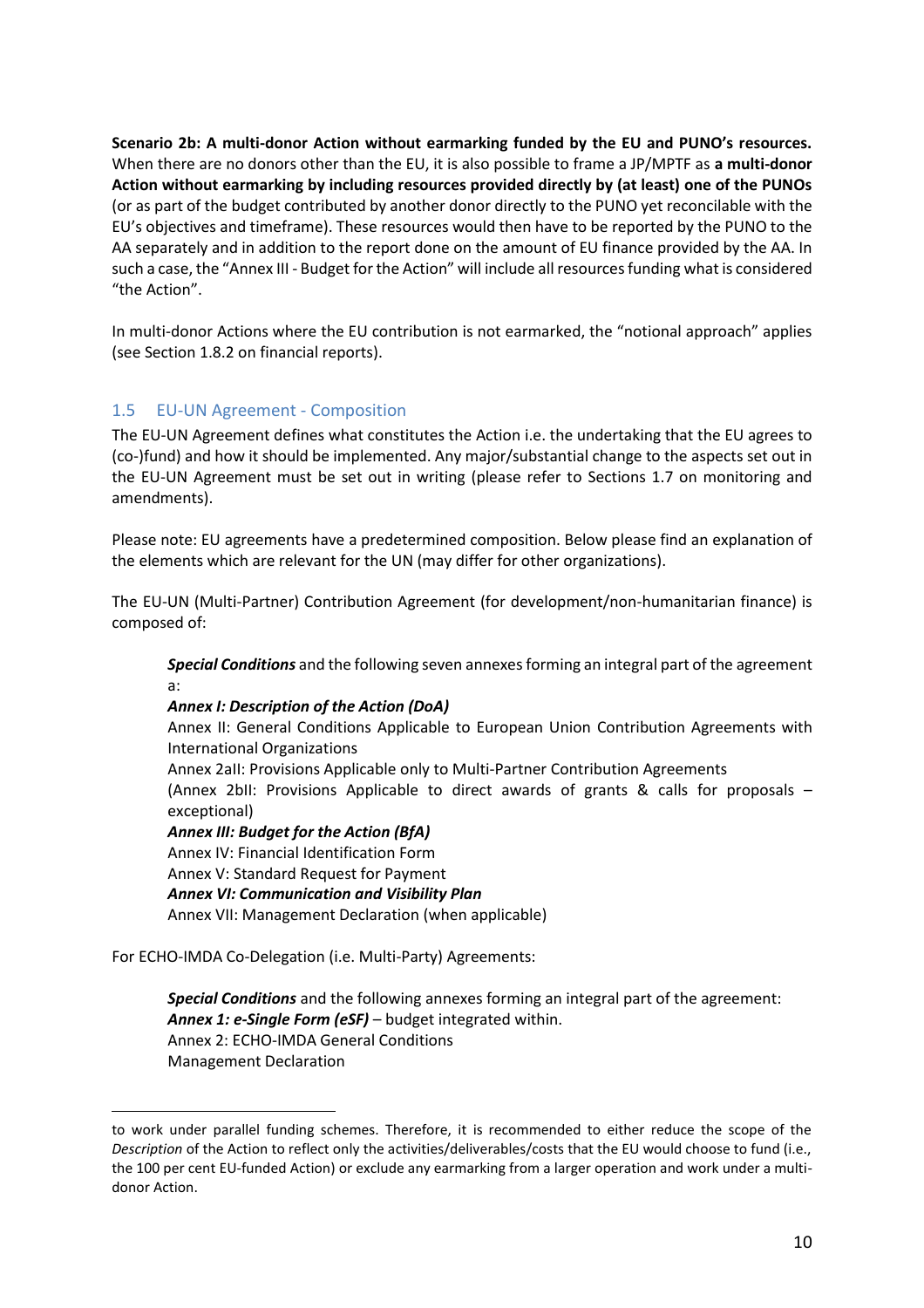**Scenario 2b: A multi-donor Action without earmarking funded by the EU and PUNO's resources.** When there are no donors other than the EU, it is also possible to frame a JP/MPTF as **a multi-donor Action without earmarking by including resources provided directly by (at least) one of the PUNOs** (or as part of the budget contributed by another donor directly to the PUNO yet reconcilable with the EU's objectives and timeframe). These resources would then have to be reported by the PUNO to the AA separately and in addition to the report done on the amount of EU finance provided by the AA. In such a case, the "Annex III - Budget for the Action" will include all resources funding what is considered "the Action".

In multi-donor Actions where the EU contribution is not earmarked, the "notional approach" applies (see Section 1.8.2 on financial reports).

## 1.5 EU-UN Agreement - Composition

The EU-UN Agreement defines what constitutes the Action i.e. the undertaking that the EU agrees to (co-)fund and how it should be implemented. Any major/substantial change to the aspects set out in the EU-UN Agreement must be set out in writing (please refer to Sections 1.7 on monitoring and amendments).

Please note: EU agreements have a predetermined composition. Below please find an explanation of the elements which are relevant for the UN (may differ for other organizations).

The EU-UN (Multi-Partner) Contribution Agreement (for development/non-humanitarian finance) is composed of:

> ***Special Conditions*** and the following seven annexes forming an integral part of the agreement a:
> ***Annex I: Description of the Action (DoA)***
> Annex II: General Conditions Applicable to European Union Contribution Agreements with International Organizations
> Annex 2aII: Provisions Applicable only to Multi-Partner Contribution Agreements
> (Annex 2bII: Provisions Applicable to direct awards of grants & calls for proposals – exceptional)
> ***Annex III: Budget for the Action (BfA)***
> Annex IV: Financial Identification Form
> Annex V: Standard Request for Payment
> ***Annex VI: Communication and Visibility Plan***
> Annex VII: Management Declaration (when applicable)

For ECHO-IMDA Co-Delegation (i.e. Multi-Party) Agreements:

> ***Special Conditions*** and the following annexes forming an integral part of the agreement:
> ***Annex 1: e-Single Form (eSF)*** – budget integrated within.
> Annex 2: ECHO-IMDA General Conditions
> Management Declaration

---

to work under parallel funding schemes. Therefore, it is recommended to either reduce the scope of the *Description* of the Action to reflect only the activities/deliverables/costs that the EU would choose to fund (i.e., the 100 per cent EU-funded Action) or exclude any earmarking from a larger operation and work under a multi-donor Action.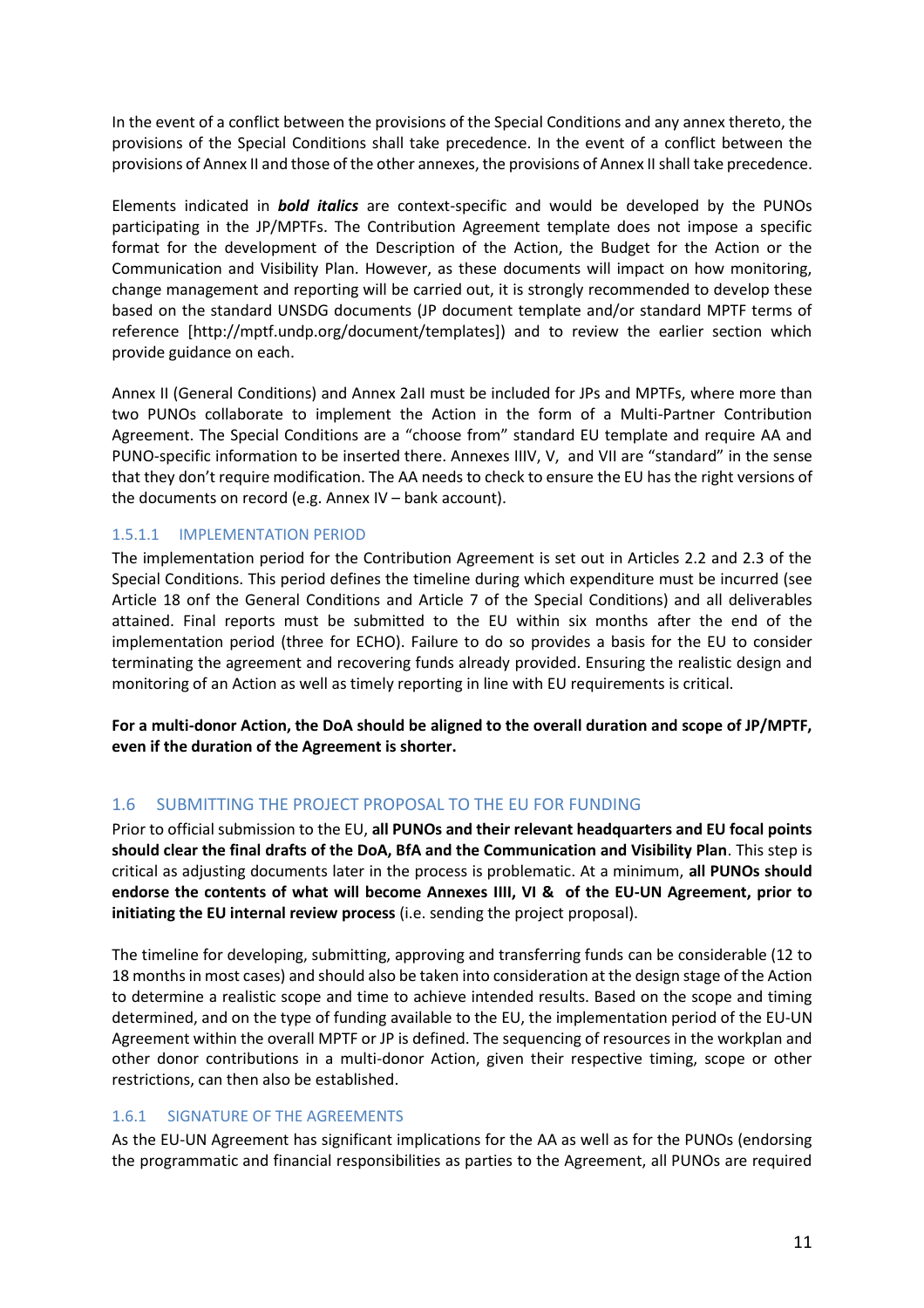In the event of a conflict between the provisions of the Special Conditions and any annex thereto, the provisions of the Special Conditions shall take precedence. In the event of a conflict between the provisions of Annex II and those of the other annexes, the provisions of Annex II shall take precedence.

Elements indicated in ***bold italics*** are context-specific and would be developed by the PUNOs participating in the JP/MPTFs. The Contribution Agreement template does not impose a specific format for the development of the Description of the Action, the Budget for the Action or the Communication and Visibility Plan. However, as these documents will impact on how monitoring, change management and reporting will be carried out, it is strongly recommended to develop these based on the standard UNSDG documents (JP document template and/or standard MPTF terms of reference [http://mptf.undp.org/document/templates]) and to review the earlier section which provide guidance on each.

Annex II (General Conditions) and Annex 2aII must be included for JPs and MPTFs, where more than two PUNOs collaborate to implement the Action in the form of a Multi-Partner Contribution Agreement. The Special Conditions are a "choose from" standard EU template and require AA and PUNO-specific information to be inserted there. Annexes IIIV, V, and VII are "standard" in the sense that they don't require modification. The AA needs to check to ensure the EU has the right versions of the documents on record (e.g. Annex IV – bank account).

#### 1.5.1.1 IMPLEMENTATION PERIOD

The implementation period for the Contribution Agreement is set out in Articles 2.2 and 2.3 of the Special Conditions. This period defines the timeline during which expenditure must be incurred (see Article 18 onf the General Conditions and Article 7 of the Special Conditions) and all deliverables attained. Final reports must be submitted to the EU within six months after the end of the implementation period (three for ECHO). Failure to do so provides a basis for the EU to consider terminating the agreement and recovering funds already provided. Ensuring the realistic design and monitoring of an Action as well as timely reporting in line with EU requirements is critical.

**For a multi-donor Action, the DoA should be aligned to the overall duration and scope of JP/MPTF, even if the duration of the Agreement is shorter.**

## 1.6 SUBMITTING THE PROJECT PROPOSAL TO THE EU FOR FUNDING

Prior to official submission to the EU, **all PUNOs and their relevant headquarters and EU focal points should clear the final drafts of the DoA, BfA and the Communication and Visibility Plan**. This step is critical as adjusting documents later in the process is problematic. At a minimum, **all PUNOs should endorse the contents of what will become Annexes IIII, VI & of the EU-UN Agreement, prior to initiating the EU internal review process** (i.e. sending the project proposal).

The timeline for developing, submitting, approving and transferring funds can be considerable (12 to 18 months in most cases) and should also be taken into consideration at the design stage of the Action to determine a realistic scope and time to achieve intended results. Based on the scope and timing determined, and on the type of funding available to the EU, the implementation period of the EU-UN Agreement within the overall MPTF or JP is defined. The sequencing of resources in the workplan and other donor contributions in a multi-donor Action, given their respective timing, scope or other restrictions, can then also be established.

### 1.6.1 SIGNATURE OF THE AGREEMENTS

As the EU-UN Agreement has significant implications for the AA as well as for the PUNOs (endorsing the programmatic and financial responsibilities as parties to the Agreement, all PUNOs are required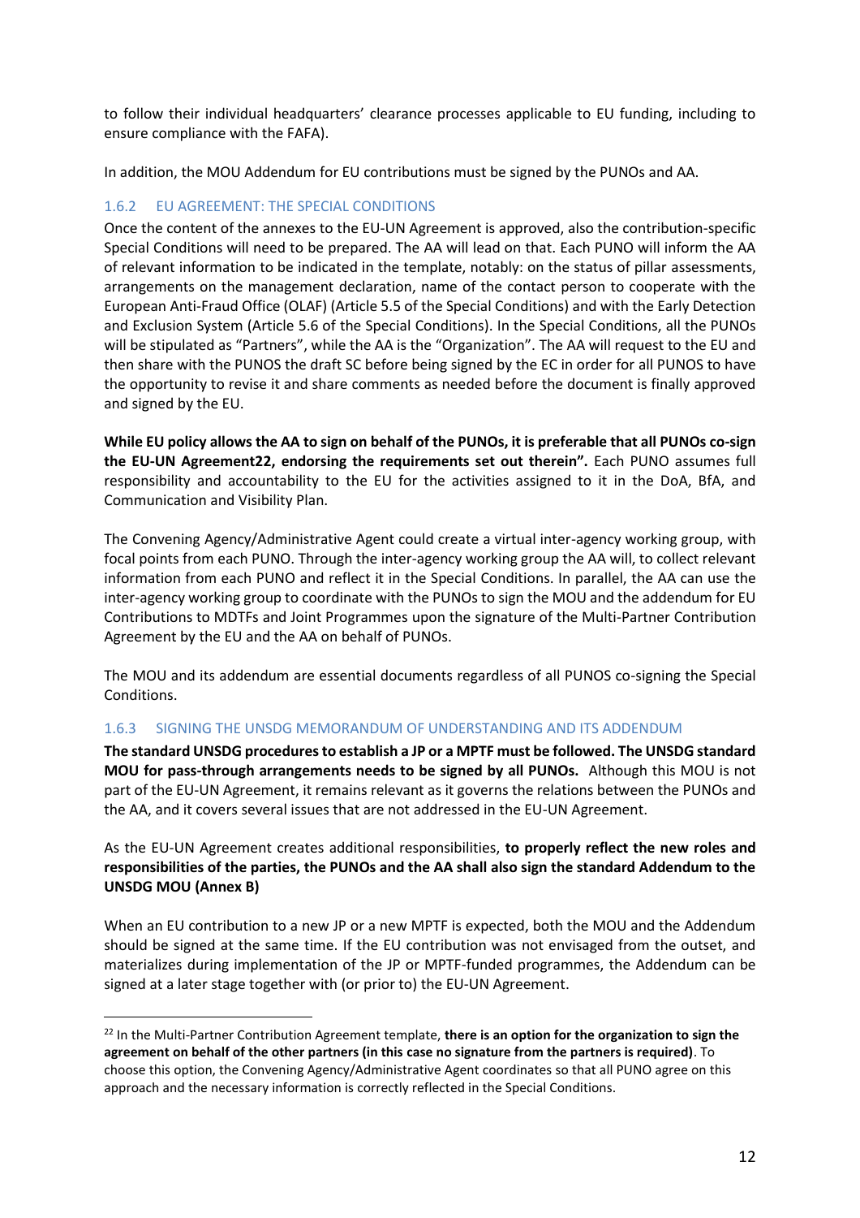to follow their individual headquarters' clearance processes applicable to EU funding, including to ensure compliance with the FAFA).

In addition, the MOU Addendum for EU contributions must be signed by the PUNOs and AA.

### 1.6.2 EU AGREEMENT: THE SPECIAL CONDITIONS

Once the content of the annexes to the EU-UN Agreement is approved, also the contribution-specific Special Conditions will need to be prepared. The AA will lead on that. Each PUNO will inform the AA of relevant information to be indicated in the template, notably: on the status of pillar assessments, arrangements on the management declaration, name of the contact person to cooperate with the European Anti-Fraud Office (OLAF) (Article 5.5 of the Special Conditions) and with the Early Detection and Exclusion System (Article 5.6 of the Special Conditions). In the Special Conditions, all the PUNOs will be stipulated as "Partners", while the AA is the "Organization". The AA will request to the EU and then share with the PUNOS the draft SC before being signed by the EC in order for all PUNOS to have the opportunity to revise it and share comments as needed before the document is finally approved and signed by the EU.

**While EU policy allows the AA to sign on behalf of the PUNOs, it is preferable that all PUNOs co-sign the EU-UN Agreement[22], endorsing the requirements set out therein".** Each PUNO assumes full responsibility and accountability to the EU for the activities assigned to it in the DoA, BfA, and Communication and Visibility Plan.

The Convening Agency/Administrative Agent could create a virtual inter-agency working group, with focal points from each PUNO. Through the inter-agency working group the AA will, to collect relevant information from each PUNO and reflect it in the Special Conditions. In parallel, the AA can use the inter-agency working group to coordinate with the PUNOs to sign the MOU and the addendum for EU Contributions to MDTFs and Joint Programmes upon the signature of the Multi-Partner Contribution Agreement by the EU and the AA on behalf of PUNOs.

The MOU and its addendum are essential documents regardless of all PUNOS co-signing the Special Conditions.

### 1.6.3 SIGNING THE UNSDG MEMORANDUM OF UNDERSTANDING AND ITS ADDENDUM

**The standard UNSDG procedures to establish a JP or a MPTF must be followed. The UNSDG standard MOU for pass-through arrangements needs to be signed by all PUNOs.** Although this MOU is not part of the EU-UN Agreement, it remains relevant as it governs the relations between the PUNOs and the AA, and it covers several issues that are not addressed in the EU-UN Agreement.

As the EU-UN Agreement creates additional responsibilities, **to properly reflect the new roles and responsibilities of the parties, the PUNOs and the AA shall also sign the standard Addendum to the UNSDG MOU (Annex B)**

When an EU contribution to a new JP or a new MPTF is expected, both the MOU and the Addendum should be signed at the same time. If the EU contribution was not envisaged from the outset, and materializes during implementation of the JP or MPTF-funded programmes, the Addendum can be signed at a later stage together with (or prior to) the EU-UN Agreement.

---

[22] In the Multi-Partner Contribution Agreement template, **there is an option for the organization to sign the agreement on behalf of the other partners (in this case no signature from the partners is required)**. To choose this option, the Convening Agency/Administrative Agent coordinates so that all PUNO agree on this approach and the necessary information is correctly reflected in the Special Conditions.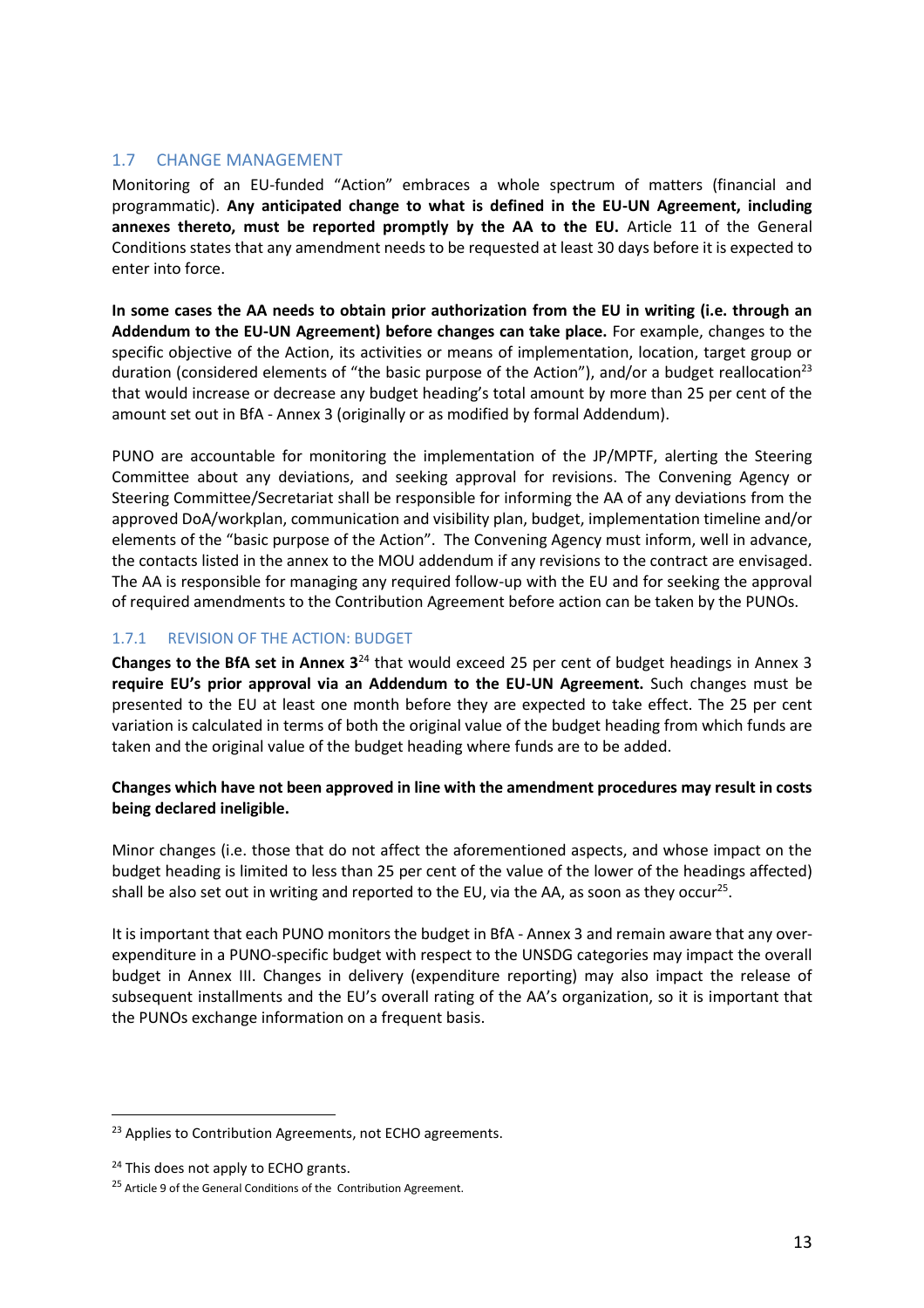## 1.7 CHANGE MANAGEMENT

Monitoring of an EU-funded "Action" embraces a whole spectrum of matters (financial and programmatic). **Any anticipated change to what is defined in the EU-UN Agreement, including annexes thereto, must be reported promptly by the AA to the EU.** Article 11 of the General Conditions states that any amendment needs to be requested at least 30 days before it is expected to enter into force.

**In some cases the AA needs to obtain prior authorization from the EU in writing (i.e. through an Addendum to the EU-UN Agreement) before changes can take place.** For example, changes to the specific objective of the Action, its activities or means of implementation, location, target group or duration (considered elements of "the basic purpose of the Action"), and/or a budget reallocation[23] that would increase or decrease any budget heading's total amount by more than 25 per cent of the amount set out in BfA - Annex 3 (originally or as modified by formal Addendum).

PUNO are accountable for monitoring the implementation of the JP/MPTF, alerting the Steering Committee about any deviations, and seeking approval for revisions. The Convening Agency or Steering Committee/Secretariat shall be responsible for informing the AA of any deviations from the approved DoA/workplan, communication and visibility plan, budget, implementation timeline and/or elements of the "basic purpose of the Action". The Convening Agency must inform, well in advance, the contacts listed in the annex to the MOU addendum if any revisions to the contract are envisaged. The AA is responsible for managing any required follow-up with the EU and for seeking the approval of required amendments to the Contribution Agreement before action can be taken by the PUNOs.

### 1.7.1 REVISION OF THE ACTION: BUDGET

**Changes to the BfA set in Annex 3**[24] that would exceed 25 per cent of budget headings in Annex 3 **require EU's prior approval via an Addendum to the EU-UN Agreement.** Such changes must be presented to the EU at least one month before they are expected to take effect. The 25 per cent variation is calculated in terms of both the original value of the budget heading from which funds are taken and the original value of the budget heading where funds are to be added.

**Changes which have not been approved in line with the amendment procedures may result in costs being declared ineligible.**

Minor changes (i.e. those that do not affect the aforementioned aspects, and whose impact on the budget heading is limited to less than 25 per cent of the value of the lower of the headings affected) shall be also set out in writing and reported to the EU, via the AA, as soon as they occur[25].

It is important that each PUNO monitors the budget in BfA - Annex 3 and remain aware that any over-expenditure in a PUNO-specific budget with respect to the UNSDG categories may impact the overall budget in Annex III. Changes in delivery (expenditure reporting) may also impact the release of subsequent installments and the EU's overall rating of the AA's organization, so it is important that the PUNOs exchange information on a frequent basis.

---

[23] Applies to Contribution Agreements, not ECHO agreements.

[24] This does not apply to ECHO grants.

[25] Article 9 of the General Conditions of the Contribution Agreement.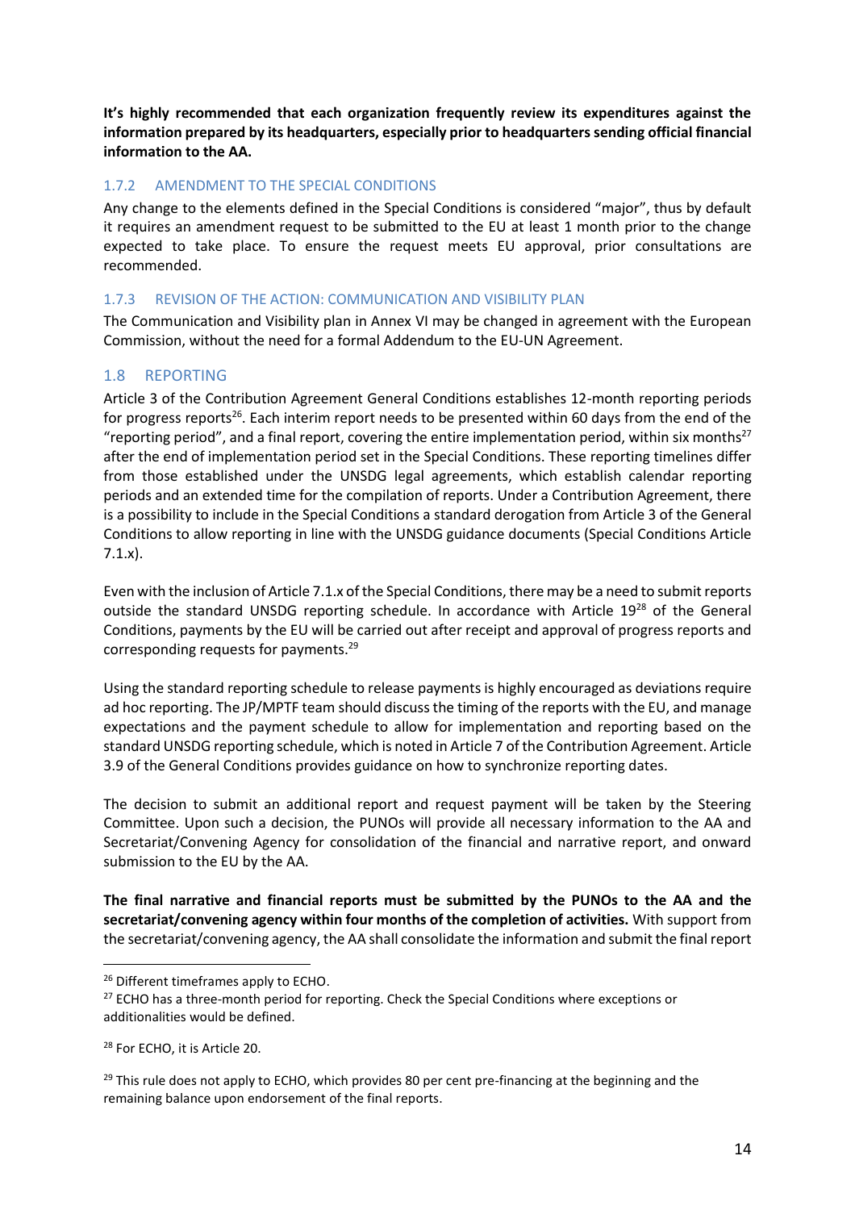**It's highly recommended that each organization frequently review its expenditures against the information prepared by its headquarters, especially prior to headquarters sending official financial information to the AA.**

### 1.7.2 AMENDMENT TO THE SPECIAL CONDITIONS

Any change to the elements defined in the Special Conditions is considered "major", thus by default it requires an amendment request to be submitted to the EU at least 1 month prior to the change expected to take place. To ensure the request meets EU approval, prior consultations are recommended.

### 1.7.3 REVISION OF THE ACTION: COMMUNICATION AND VISIBILITY PLAN

The Communication and Visibility plan in Annex VI may be changed in agreement with the European Commission, without the need for a formal Addendum to the EU-UN Agreement.

## 1.8 REPORTING

Article 3 of the Contribution Agreement General Conditions establishes 12-month reporting periods for progress reports[26]. Each interim report needs to be presented within 60 days from the end of the "reporting period", and a final report, covering the entire implementation period, within six months[27] after the end of implementation period set in the Special Conditions. These reporting timelines differ from those established under the UNSDG legal agreements, which establish calendar reporting periods and an extended time for the compilation of reports. Under a Contribution Agreement, there is a possibility to include in the Special Conditions a standard derogation from Article 3 of the General Conditions to allow reporting in line with the UNSDG guidance documents (Special Conditions Article 7.1.x).

Even with the inclusion of Article 7.1.x of the Special Conditions, there may be a need to submit reports outside the standard UNSDG reporting schedule. In accordance with Article 19[28] of the General Conditions, payments by the EU will be carried out after receipt and approval of progress reports and corresponding requests for payments.[29]

Using the standard reporting schedule to release payments is highly encouraged as deviations require ad hoc reporting. The JP/MPTF team should discuss the timing of the reports with the EU, and manage expectations and the payment schedule to allow for implementation and reporting based on the standard UNSDG reporting schedule, which is noted in Article 7 of the Contribution Agreement. Article 3.9 of the General Conditions provides guidance on how to synchronize reporting dates.

The decision to submit an additional report and request payment will be taken by the Steering Committee. Upon such a decision, the PUNOs will provide all necessary information to the AA and Secretariat/Convening Agency for consolidation of the financial and narrative report, and onward submission to the EU by the AA.

**The final narrative and financial reports must be submitted by the PUNOs to the AA and the secretariat/convening agency within four months of the completion of activities.** With support from the secretariat/convening agency, the AA shall consolidate the information and submit the final report

---

[26] Different timeframes apply to ECHO.

[27] ECHO has a three-month period for reporting. Check the Special Conditions where exceptions or additionalities would be defined.

[28] For ECHO, it is Article 20.

[29] This rule does not apply to ECHO, which provides 80 per cent pre-financing at the beginning and the remaining balance upon endorsement of the final reports.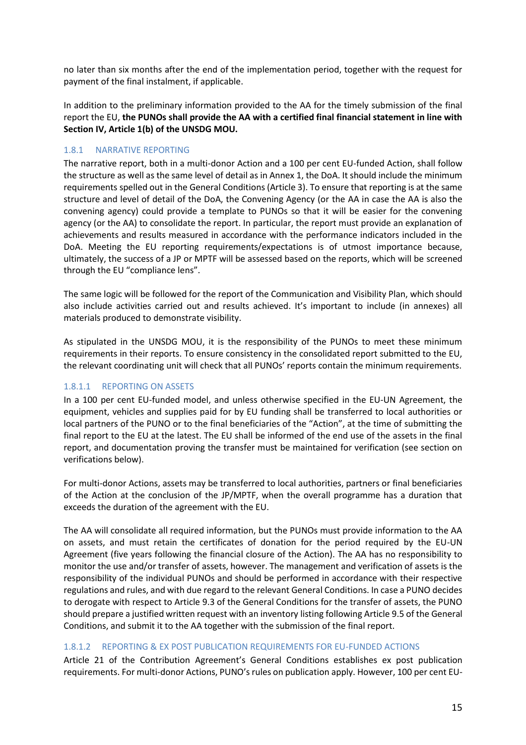no later than six months after the end of the implementation period, together with the request for payment of the final instalment, if applicable.

In addition to the preliminary information provided to the AA for the timely submission of the final report the EU, **the PUNOs shall provide the AA with a certified final financial statement in line with Section IV, Article 1(b) of the UNSDG MOU.**

### 1.8.1 NARRATIVE REPORTING

The narrative report, both in a multi-donor Action and a 100 per cent EU-funded Action, shall follow the structure as well as the same level of detail as in Annex 1, the DoA. It should include the minimum requirements spelled out in the General Conditions (Article 3). To ensure that reporting is at the same structure and level of detail of the DoA, the Convening Agency (or the AA in case the AA is also the convening agency) could provide a template to PUNOs so that it will be easier for the convening agency (or the AA) to consolidate the report. In particular, the report must provide an explanation of achievements and results measured in accordance with the performance indicators included in the DoA. Meeting the EU reporting requirements/expectations is of utmost importance because, ultimately, the success of a JP or MPTF will be assessed based on the reports, which will be screened through the EU "compliance lens".

The same logic will be followed for the report of the Communication and Visibility Plan, which should also include activities carried out and results achieved. It's important to include (in annexes) all materials produced to demonstrate visibility.

As stipulated in the UNSDG MOU, it is the responsibility of the PUNOs to meet these minimum requirements in their reports. To ensure consistency in the consolidated report submitted to the EU, the relevant coordinating unit will check that all PUNOs' reports contain the minimum requirements.

#### 1.8.1.1 REPORTING ON ASSETS

In a 100 per cent EU-funded model, and unless otherwise specified in the EU-UN Agreement, the equipment, vehicles and supplies paid for by EU funding shall be transferred to local authorities or local partners of the PUNO or to the final beneficiaries of the "Action", at the time of submitting the final report to the EU at the latest. The EU shall be informed of the end use of the assets in the final report, and documentation proving the transfer must be maintained for verification (see section on verifications below).

For multi-donor Actions, assets may be transferred to local authorities, partners or final beneficiaries of the Action at the conclusion of the JP/MPTF, when the overall programme has a duration that exceeds the duration of the agreement with the EU.

The AA will consolidate all required information, but the PUNOs must provide information to the AA on assets, and must retain the certificates of donation for the period required by the EU-UN Agreement (five years following the financial closure of the Action). The AA has no responsibility to monitor the use and/or transfer of assets, however. The management and verification of assets is the responsibility of the individual PUNOs and should be performed in accordance with their respective regulations and rules, and with due regard to the relevant General Conditions. In case a PUNO decides to derogate with respect to Article 9.3 of the General Conditions for the transfer of assets, the PUNO should prepare a justified written request with an inventory listing following Article 9.5 of the General Conditions, and submit it to the AA together with the submission of the final report.

#### 1.8.1.2 REPORTING & EX POST PUBLICATION REQUIREMENTS FOR EU-FUNDED ACTIONS

Article 21 of the Contribution Agreement's General Conditions establishes ex post publication requirements. For multi-donor Actions, PUNO's rules on publication apply. However, 100 per cent EU-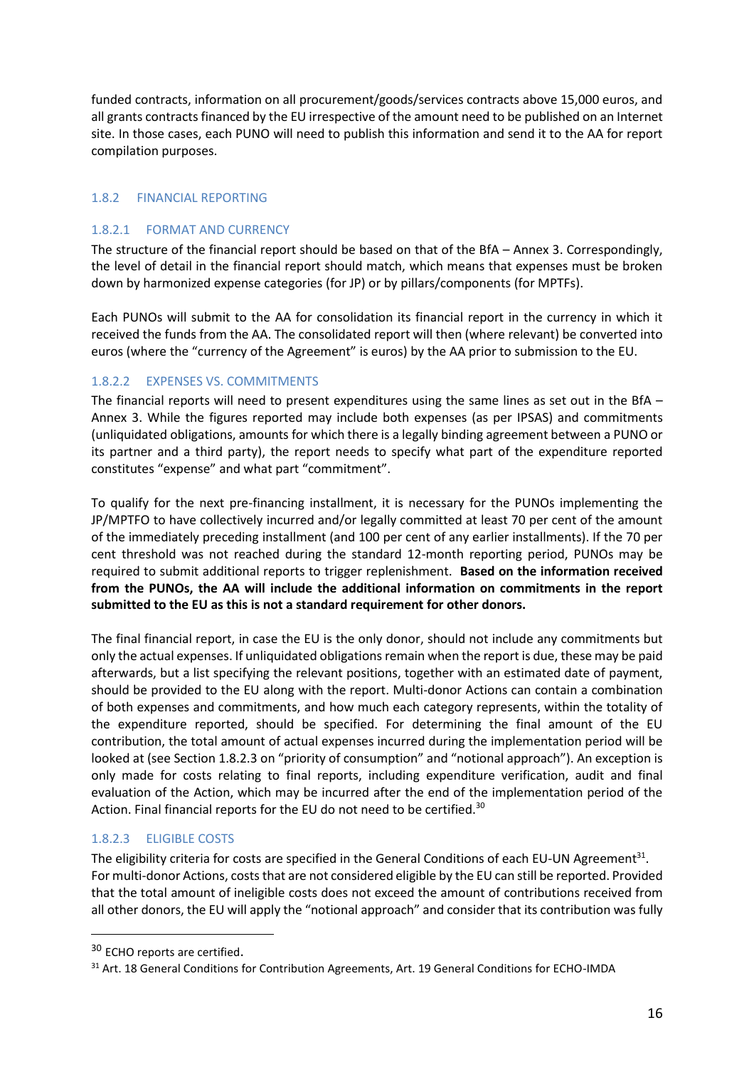funded contracts, information on all procurement/goods/services contracts above 15,000 euros, and all grants contracts financed by the EU irrespective of the amount need to be published on an Internet site. In those cases, each PUNO will need to publish this information and send it to the AA for report compilation purposes.

### 1.8.2 FINANCIAL REPORTING

#### 1.8.2.1 FORMAT AND CURRENCY

The structure of the financial report should be based on that of the BfA – Annex 3. Correspondingly, the level of detail in the financial report should match, which means that expenses must be broken down by harmonized expense categories (for JP) or by pillars/components (for MPTFs).

Each PUNOs will submit to the AA for consolidation its financial report in the currency in which it received the funds from the AA. The consolidated report will then (where relevant) be converted into euros (where the "currency of the Agreement" is euros) by the AA prior to submission to the EU.

#### 1.8.2.2 EXPENSES VS. COMMITMENTS

The financial reports will need to present expenditures using the same lines as set out in the BfA – Annex 3. While the figures reported may include both expenses (as per IPSAS) and commitments (unliquidated obligations, amounts for which there is a legally binding agreement between a PUNO or its partner and a third party), the report needs to specify what part of the expenditure reported constitutes "expense" and what part "commitment".

To qualify for the next pre-financing installment, it is necessary for the PUNOs implementing the JP/MPTFO to have collectively incurred and/or legally committed at least 70 per cent of the amount of the immediately preceding installment (and 100 per cent of any earlier installments). If the 70 per cent threshold was not reached during the standard 12-month reporting period, PUNOs may be required to submit additional reports to trigger replenishment. **Based on the information received from the PUNOs, the AA will include the additional information on commitments in the report submitted to the EU as this is not a standard requirement for other donors.**

The final financial report, in case the EU is the only donor, should not include any commitments but only the actual expenses. If unliquidated obligations remain when the report is due, these may be paid afterwards, but a list specifying the relevant positions, together with an estimated date of payment, should be provided to the EU along with the report. Multi-donor Actions can contain a combination of both expenses and commitments, and how much each category represents, within the totality of the expenditure reported, should be specified. For determining the final amount of the EU contribution, the total amount of actual expenses incurred during the implementation period will be looked at (see Section 1.8.2.3 on "priority of consumption" and "notional approach"). An exception is only made for costs relating to final reports, including expenditure verification, audit and final evaluation of the Action, which may be incurred after the end of the implementation period of the Action. Final financial reports for the EU do not need to be certified.[30]

#### 1.8.2.3 ELIGIBLE COSTS

The eligibility criteria for costs are specified in the General Conditions of each EU-UN Agreement[31]. For multi-donor Actions, costs that are not considered eligible by the EU can still be reported. Provided that the total amount of ineligible costs does not exceed the amount of contributions received from all other donors, the EU will apply the "notional approach" and consider that its contribution was fully

---

[30] ECHO reports are certified.

[31] Art. 18 General Conditions for Contribution Agreements, Art. 19 General Conditions for ECHO-IMDA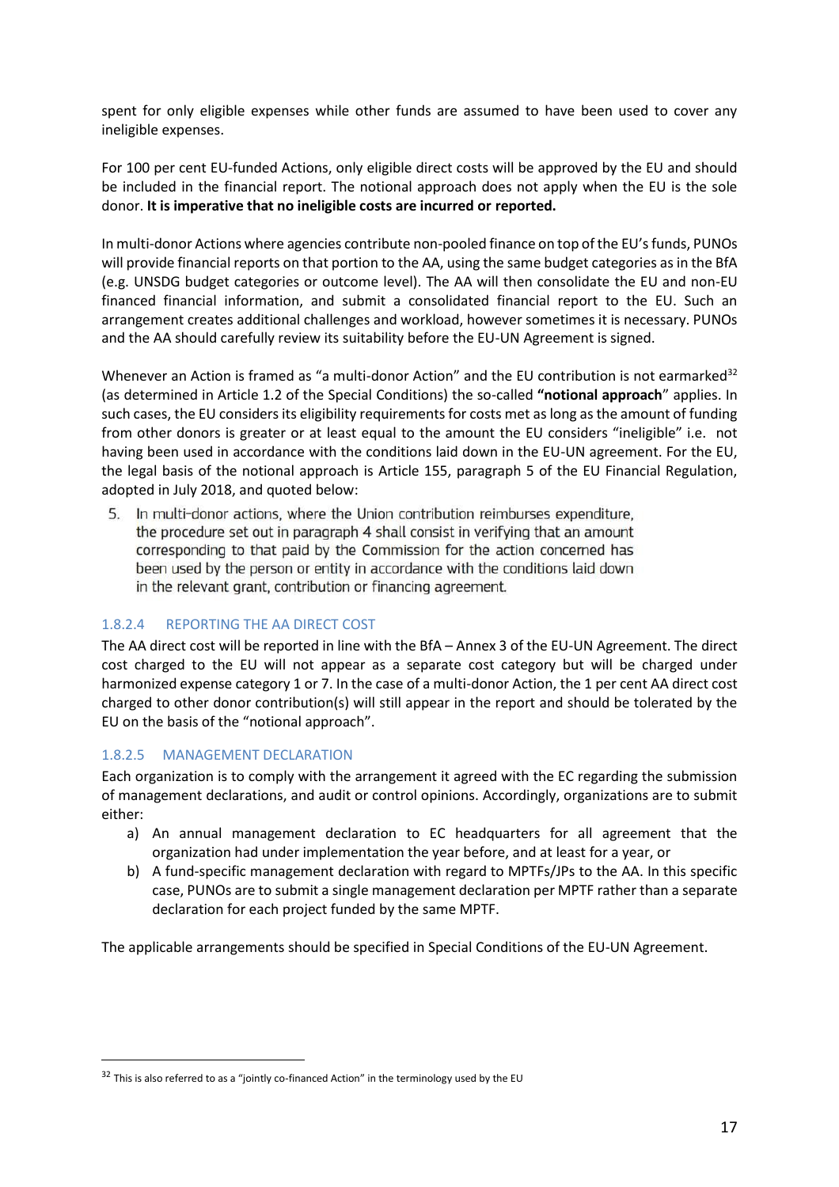spent for only eligible expenses while other funds are assumed to have been used to cover any ineligible expenses.

For 100 per cent EU-funded Actions, only eligible direct costs will be approved by the EU and should be included in the financial report. The notional approach does not apply when the EU is the sole donor. **It is imperative that no ineligible costs are incurred or reported.**

In multi-donor Actions where agencies contribute non-pooled finance on top of the EU's funds, PUNOs will provide financial reports on that portion to the AA, using the same budget categories as in the BfA (e.g. UNSDG budget categories or outcome level). The AA will then consolidate the EU and non-EU financed financial information, and submit a consolidated financial report to the EU. Such an arrangement creates additional challenges and workload, however sometimes it is necessary. PUNOs and the AA should carefully review its suitability before the EU-UN Agreement is signed.

Whenever an Action is framed as "a multi-donor Action" and the EU contribution is not earmarked[32] (as determined in Article 1.2 of the Special Conditions) the so-called **"notional approach**" applies. In such cases, the EU considers its eligibility requirements for costs met as long as the amount of funding from other donors is greater or at least equal to the amount the EU considers "ineligible" i.e. not having been used in accordance with the conditions laid down in the EU-UN agreement. For the EU, the legal basis of the notional approach is Article 155, paragraph 5 of the EU Financial Regulation, adopted in July 2018, and quoted below:

> 5. In multi-donor actions, where the Union contribution reimburses expenditure, the procedure set out in paragraph 4 shall consist in verifying that an amount corresponding to that paid by the Commission for the action concerned has been used by the person or entity in accordance with the conditions laid down in the relevant grant, contribution or financing agreement.

#### 1.8.2.4 REPORTING THE AA DIRECT COST

The AA direct cost will be reported in line with the BfA – Annex 3 of the EU-UN Agreement. The direct cost charged to the EU will not appear as a separate cost category but will be charged under harmonized expense category 1 or 7. In the case of a multi-donor Action, the 1 per cent AA direct cost charged to other donor contribution(s) will still appear in the report and should be tolerated by the EU on the basis of the "notional approach".

#### 1.8.2.5 MANAGEMENT DECLARATION

Each organization is to comply with the arrangement it agreed with the EC regarding the submission of management declarations, and audit or control opinions. Accordingly, organizations are to submit either:

a) An annual management declaration to EC headquarters for all agreement that the organization had under implementation the year before, and at least for a year, or
b) A fund-specific management declaration with regard to MPTFs/JPs to the AA. In this specific case, PUNOs are to submit a single management declaration per MPTF rather than a separate declaration for each project funded by the same MPTF.

The applicable arrangements should be specified in Special Conditions of the EU-UN Agreement.

---

[32] This is also referred to as a "jointly co-financed Action" in the terminology used by the EU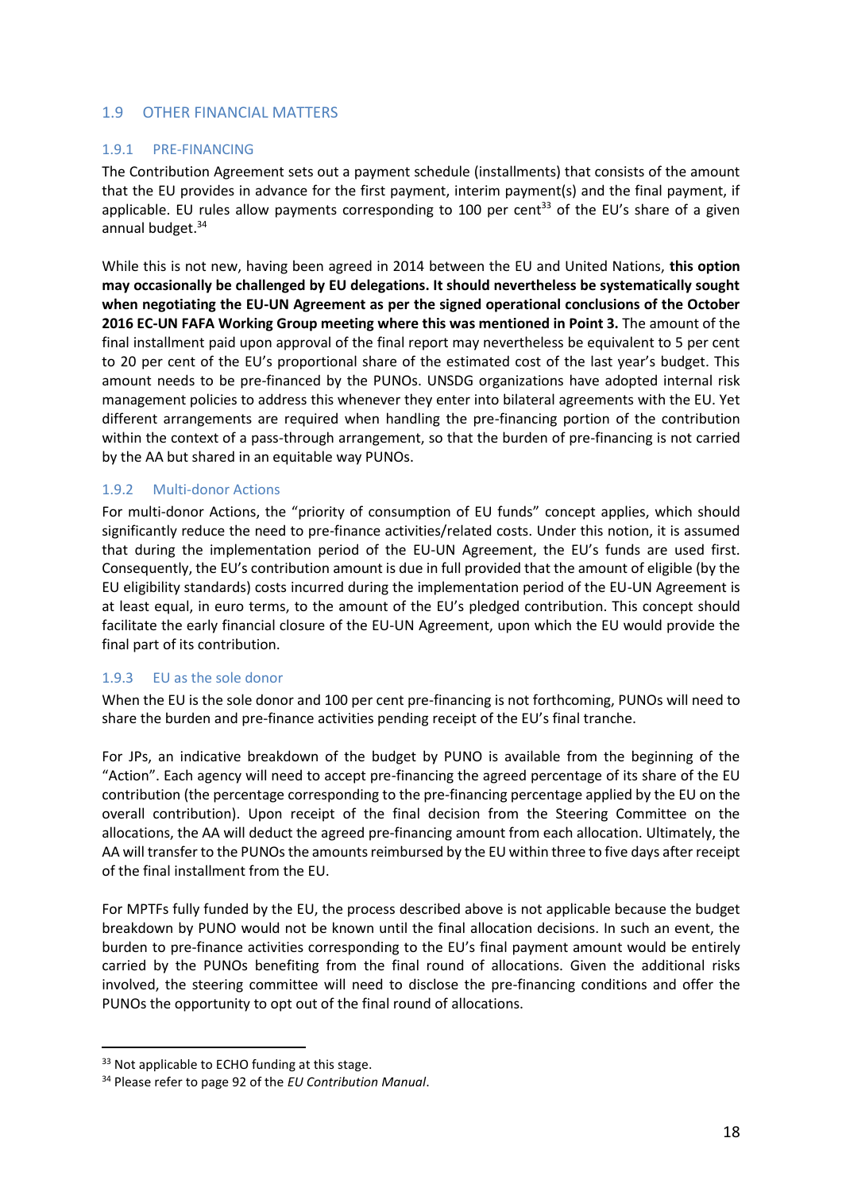## 1.9 OTHER FINANCIAL MATTERS

### 1.9.1 PRE-FINANCING

The Contribution Agreement sets out a payment schedule (installments) that consists of the amount that the EU provides in advance for the first payment, interim payment(s) and the final payment, if applicable. EU rules allow payments corresponding to 100 per cent[33] of the EU's share of a given annual budget.[34]

While this is not new, having been agreed in 2014 between the EU and United Nations, **this option may occasionally be challenged by EU delegations. It should nevertheless be systematically sought when negotiating the EU-UN Agreement as per the signed operational conclusions of the October 2016 EC-UN FAFA Working Group meeting where this was mentioned in Point 3.** The amount of the final installment paid upon approval of the final report may nevertheless be equivalent to 5 per cent to 20 per cent of the EU's proportional share of the estimated cost of the last year's budget. This amount needs to be pre-financed by the PUNOs. UNSDG organizations have adopted internal risk management policies to address this whenever they enter into bilateral agreements with the EU. Yet different arrangements are required when handling the pre-financing portion of the contribution within the context of a pass-through arrangement, so that the burden of pre-financing is not carried by the AA but shared in an equitable way PUNOs.

### 1.9.2 Multi-donor Actions

For multi-donor Actions, the "priority of consumption of EU funds" concept applies, which should significantly reduce the need to pre-finance activities/related costs. Under this notion, it is assumed that during the implementation period of the EU-UN Agreement, the EU's funds are used first. Consequently, the EU's contribution amount is due in full provided that the amount of eligible (by the EU eligibility standards) costs incurred during the implementation period of the EU-UN Agreement is at least equal, in euro terms, to the amount of the EU's pledged contribution. This concept should facilitate the early financial closure of the EU-UN Agreement, upon which the EU would provide the final part of its contribution.

### 1.9.3 EU as the sole donor

When the EU is the sole donor and 100 per cent pre-financing is not forthcoming, PUNOs will need to share the burden and pre-finance activities pending receipt of the EU's final tranche.

For JPs, an indicative breakdown of the budget by PUNO is available from the beginning of the "Action". Each agency will need to accept pre-financing the agreed percentage of its share of the EU contribution (the percentage corresponding to the pre-financing percentage applied by the EU on the overall contribution). Upon receipt of the final decision from the Steering Committee on the allocations, the AA will deduct the agreed pre-financing amount from each allocation. Ultimately, the AA will transfer to the PUNOs the amounts reimbursed by the EU within three to five days after receipt of the final installment from the EU.

For MPTFs fully funded by the EU, the process described above is not applicable because the budget breakdown by PUNO would not be known until the final allocation decisions. In such an event, the burden to pre-finance activities corresponding to the EU's final payment amount would be entirely carried by the PUNOs benefiting from the final round of allocations. Given the additional risks involved, the steering committee will need to disclose the pre-financing conditions and offer the PUNOs the opportunity to opt out of the final round of allocations.

---

[33] Not applicable to ECHO funding at this stage.

[34] Please refer to page 92 of the *EU Contribution Manual*.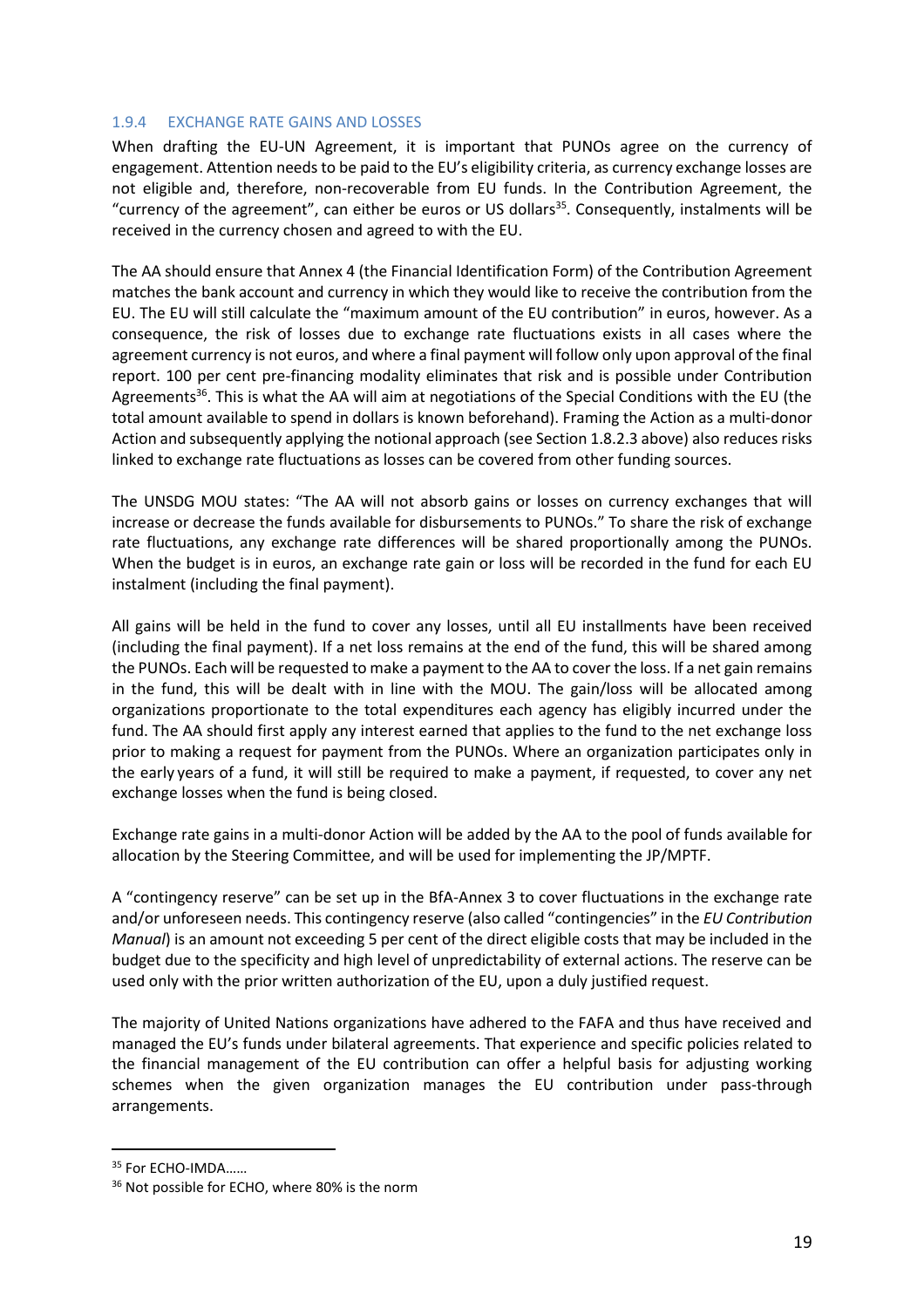#### 1.9.4 EXCHANGE RATE GAINS AND LOSSES

When drafting the EU-UN Agreement, it is important that PUNOs agree on the currency of engagement. Attention needs to be paid to the EU's eligibility criteria, as currency exchange losses are not eligible and, therefore, non-recoverable from EU funds. In the Contribution Agreement, the "currency of the agreement", can either be euros or US dollars[35]. Consequently, instalments will be received in the currency chosen and agreed to with the EU.

The AA should ensure that Annex 4 (the Financial Identification Form) of the Contribution Agreement matches the bank account and currency in which they would like to receive the contribution from the EU. The EU will still calculate the "maximum amount of the EU contribution" in euros, however. As a consequence, the risk of losses due to exchange rate fluctuations exists in all cases where the agreement currency is not euros, and where a final payment will follow only upon approval of the final report. 100 per cent pre-financing modality eliminates that risk and is possible under Contribution Agreements[36]. This is what the AA will aim at negotiations of the Special Conditions with the EU (the total amount available to spend in dollars is known beforehand). Framing the Action as a multi-donor Action and subsequently applying the notional approach (see Section 1.8.2.3 above) also reduces risks linked to exchange rate fluctuations as losses can be covered from other funding sources.

The UNSDG MOU states: "The AA will not absorb gains or losses on currency exchanges that will increase or decrease the funds available for disbursements to PUNOs." To share the risk of exchange rate fluctuations, any exchange rate differences will be shared proportionally among the PUNOs. When the budget is in euros, an exchange rate gain or loss will be recorded in the fund for each EU instalment (including the final payment).

All gains will be held in the fund to cover any losses, until all EU installments have been received (including the final payment). If a net loss remains at the end of the fund, this will be shared among the PUNOs. Each will be requested to make a payment to the AA to cover the loss. If a net gain remains in the fund, this will be dealt with in line with the MOU. The gain/loss will be allocated among organizations proportionate to the total expenditures each agency has eligibly incurred under the fund. The AA should first apply any interest earned that applies to the fund to the net exchange loss prior to making a request for payment from the PUNOs. Where an organization participates only in the early years of a fund, it will still be required to make a payment, if requested, to cover any net exchange losses when the fund is being closed.

Exchange rate gains in a multi-donor Action will be added by the AA to the pool of funds available for allocation by the Steering Committee, and will be used for implementing the JP/MPTF.

A "contingency reserve" can be set up in the BfA-Annex 3 to cover fluctuations in the exchange rate and/or unforeseen needs. This contingency reserve (also called "contingencies" in the *EU Contribution Manual*) is an amount not exceeding 5 per cent of the direct eligible costs that may be included in the budget due to the specificity and high level of unpredictability of external actions. The reserve can be used only with the prior written authorization of the EU, upon a duly justified request.

The majority of United Nations organizations have adhered to the FAFA and thus have received and managed the EU's funds under bilateral agreements. That experience and specific policies related to the financial management of the EU contribution can offer a helpful basis for adjusting working schemes when the given organization manages the EU contribution under pass-through arrangements.

---

[35] For ECHO-IMDA……

[36] Not possible for ECHO, where 80% is the norm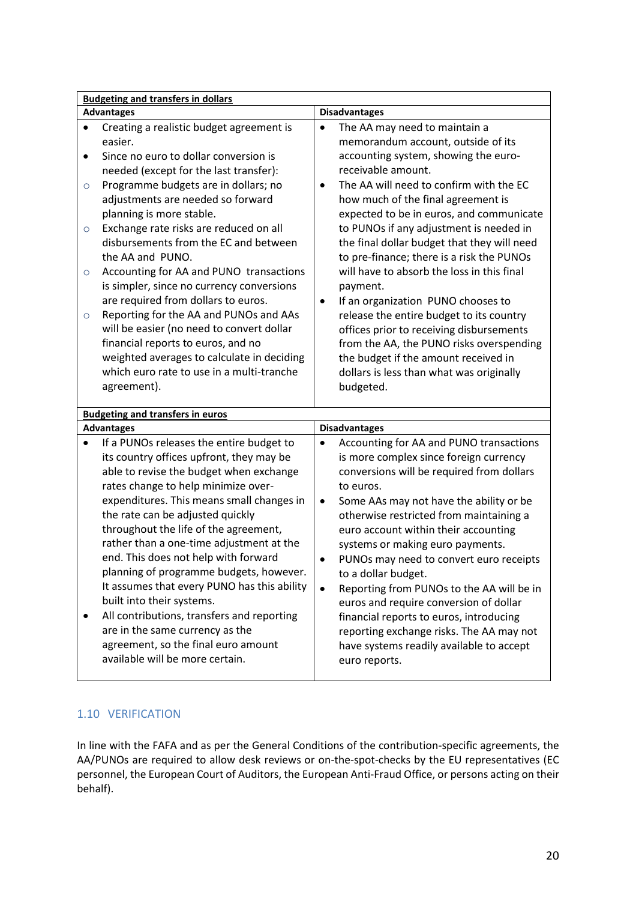| **Budgeting and transfers in dollars** | |
|---|---|
| **Advantages** | **Disadvantages** |
| • Creating a realistic budget agreement is easier.<br>• Since no euro to dollar conversion is needed (except for the last transfer):<br>  ○ Programme budgets are in dollars; no adjustments are needed so forward planning is more stable.<br>  ○ Exchange rate risks are reduced on all disbursements from the EC and between the AA and PUNO.<br>  ○ Accounting for AA and PUNO transactions is simpler, since no currency conversions are required from dollars to euros.<br>  ○ Reporting for the AA and PUNOs and AAs will be easier (no need to convert dollar financial reports to euros, and no weighted averages to calculate in deciding which euro rate to use in a multi-tranche agreement). | • The AA may need to maintain a memorandum account, outside of its accounting system, showing the euro-receivable amount.<br>• The AA will need to confirm with the EC how much of the final agreement is expected to be in euros, and communicate to PUNOs if any adjustment is needed in the final dollar budget that they will need to pre-finance; there is a risk the PUNOs will have to absorb the loss in this final payment.<br>• If an organization PUNO chooses to release the entire budget to its country offices prior to receiving disbursements from the AA, the PUNO risks overspending the budget if the amount received in dollars is less than what was originally budgeted. |
| **Budgeting and transfers in euros** | |
| **Advantages** | **Disadvantages** |
| • If a PUNOs releases the entire budget to its country offices upfront, they may be able to revise the budget when exchange rates change to help minimize over-expenditures. This means small changes in the rate can be adjusted quickly throughout the life of the agreement, rather than a one-time adjustment at the end. This does not help with forward planning of programme budgets, however. It assumes that every PUNO has this ability built into their systems.<br>• All contributions, transfers and reporting are in the same currency as the agreement, so the final euro amount available will be more certain. | • Accounting for AA and PUNO transactions is more complex since foreign currency conversions will be required from dollars to euros.<br>• Some AAs may not have the ability or be otherwise restricted from maintaining a euro account within their accounting systems or making euro payments.<br>• PUNOs may need to convert euro receipts to a dollar budget.<br>• Reporting from PUNOs to the AA will be in euros and require conversion of dollar financial reports to euros, introducing reporting exchange risks. The AA may not have systems readily available to accept euro reports. |

## 1.10 VERIFICATION

In line with the FAFA and as per the General Conditions of the contribution-specific agreements, the AA/PUNOs are required to allow desk reviews or on-the-spot-checks by the EU representatives (EC personnel, the European Court of Auditors, the European Anti-Fraud Office, or persons acting on their behalf).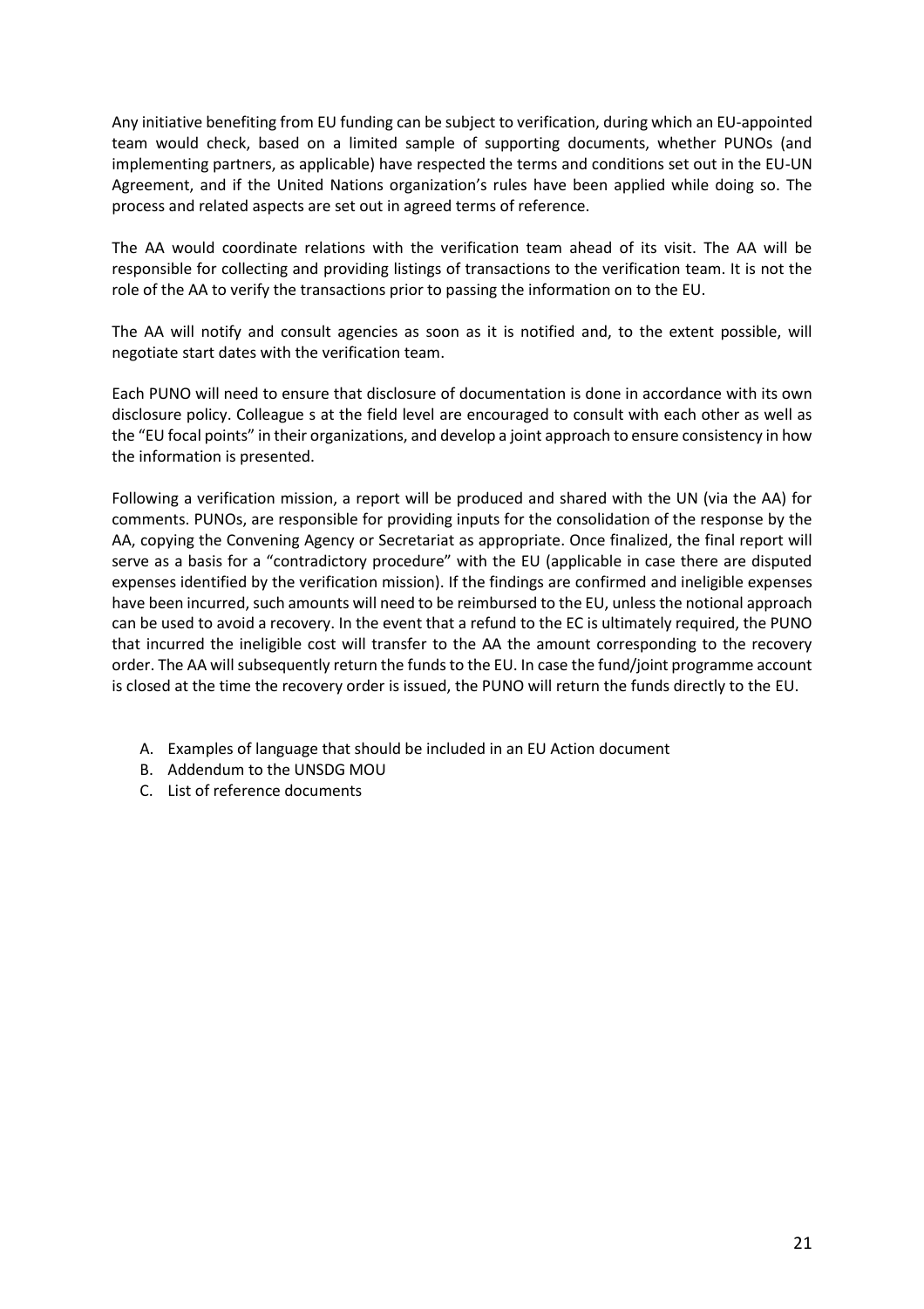Any initiative benefiting from EU funding can be subject to verification, during which an EU-appointed team would check, based on a limited sample of supporting documents, whether PUNOs (and implementing partners, as applicable) have respected the terms and conditions set out in the EU-UN Agreement, and if the United Nations organization's rules have been applied while doing so. The process and related aspects are set out in agreed terms of reference.

The AA would coordinate relations with the verification team ahead of its visit. The AA will be responsible for collecting and providing listings of transactions to the verification team. It is not the role of the AA to verify the transactions prior to passing the information on to the EU.

The AA will notify and consult agencies as soon as it is notified and, to the extent possible, will negotiate start dates with the verification team.

Each PUNO will need to ensure that disclosure of documentation is done in accordance with its own disclosure policy. Colleague s at the field level are encouraged to consult with each other as well as the "EU focal points" in their organizations, and develop a joint approach to ensure consistency in how the information is presented.

Following a verification mission, a report will be produced and shared with the UN (via the AA) for comments. PUNOs, are responsible for providing inputs for the consolidation of the response by the AA, copying the Convening Agency or Secretariat as appropriate. Once finalized, the final report will serve as a basis for a "contradictory procedure" with the EU (applicable in case there are disputed expenses identified by the verification mission). If the findings are confirmed and ineligible expenses have been incurred, such amounts will need to be reimbursed to the EU, unless the notional approach can be used to avoid a recovery. In the event that a refund to the EC is ultimately required, the PUNO that incurred the ineligible cost will transfer to the AA the amount corresponding to the recovery order. The AA will subsequently return the funds to the EU. In case the fund/joint programme account is closed at the time the recovery order is issued, the PUNO will return the funds directly to the EU.

A. Examples of language that should be included in an EU Action document
B. Addendum to the UNSDG MOU
C. List of reference documents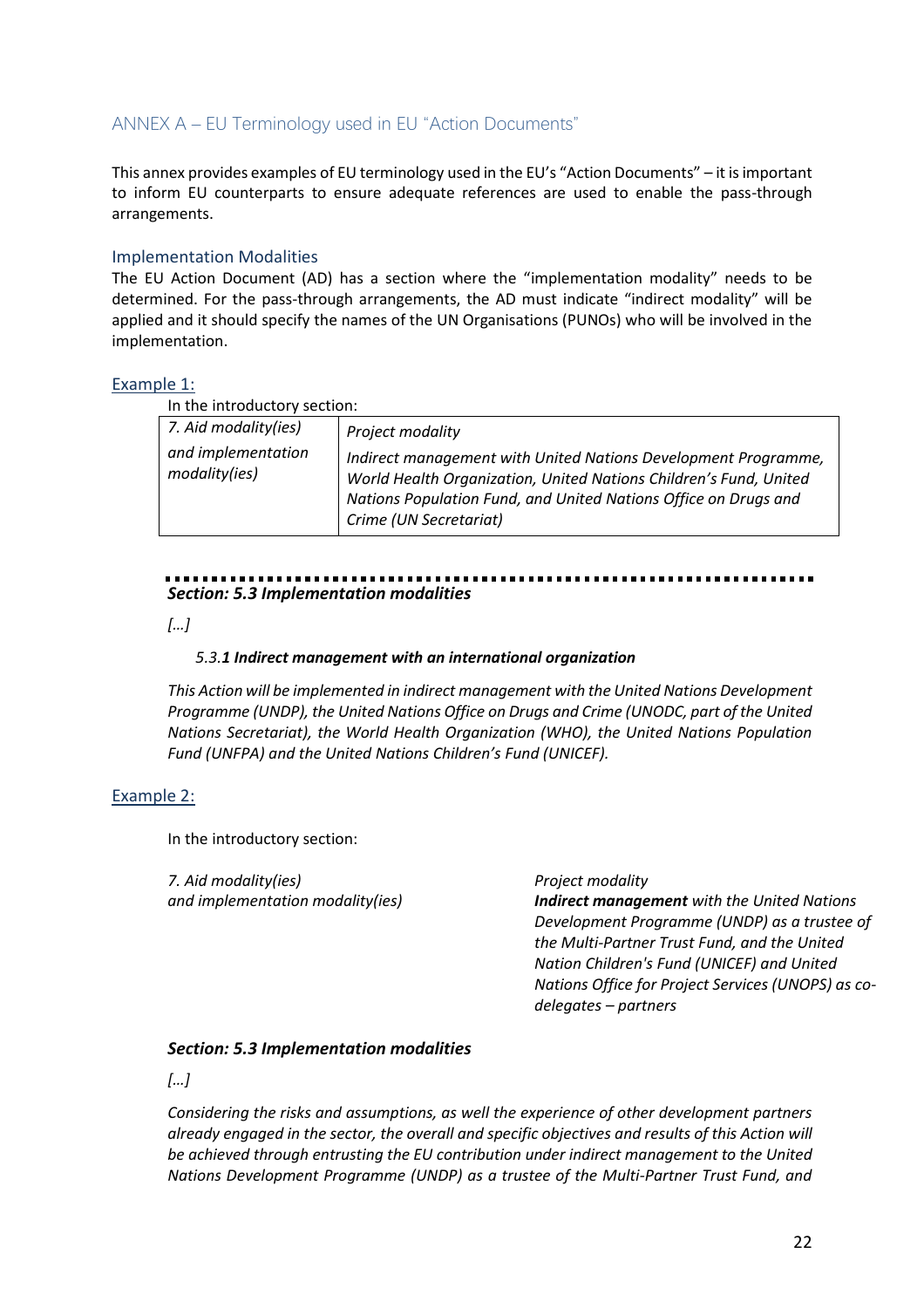## ANNEX A – EU Terminology used in EU "Action Documents"

This annex provides examples of EU terminology used in the EU's "Action Documents" – it is important to inform EU counterparts to ensure adequate references are used to enable the pass-through arrangements.

### Implementation Modalities

The EU Action Document (AD) has a section where the "implementation modality" needs to be determined. For the pass-through arrangements, the AD must indicate "indirect modality" will be applied and it should specify the names of the UN Organisations (PUNOs) who will be involved in the implementation.

#### Example 1:

In the introductory section:

| *7. Aid modality(ies) and implementation modality(ies)* | *Project modality*<br>*Indirect management with United Nations Development Programme, World Health Organization, United Nations Children's Fund, United Nations Population Fund, and United Nations Office on Drugs and Crime (UN Secretariat)* |
|---|---|

***Section: 5.3 Implementation modalities***

*[…]*

*5.3.**1 Indirect management with an international organization***

*This Action will be implemented in indirect management with the United Nations Development Programme (UNDP), the United Nations Office on Drugs and Crime (UNODC, part of the United Nations Secretariat), the World Health Organization (WHO), the United Nations Population Fund (UNFPA) and the United Nations Children's Fund (UNICEF).*

#### Example 2:

In the introductory section:

| *7. Aid modality(ies) and implementation modality(ies)* | *Project modality*<br>***Indirect management** with the United Nations Development Programme (UNDP) as a trustee of the Multi-Partner Trust Fund, and the United Nation Children's Fund (UNICEF) and United Nations Office for Project Services (UNOPS) as co-delegates – partners* |
|---|---|

***Section: 5.3 Implementation modalities***

*[…]*

*Considering the risks and assumptions, as well the experience of other development partners already engaged in the sector, the overall and specific objectives and results of this Action will be achieved through entrusting the EU contribution under indirect management to the United Nations Development Programme (UNDP) as a trustee of the Multi-Partner Trust Fund, and*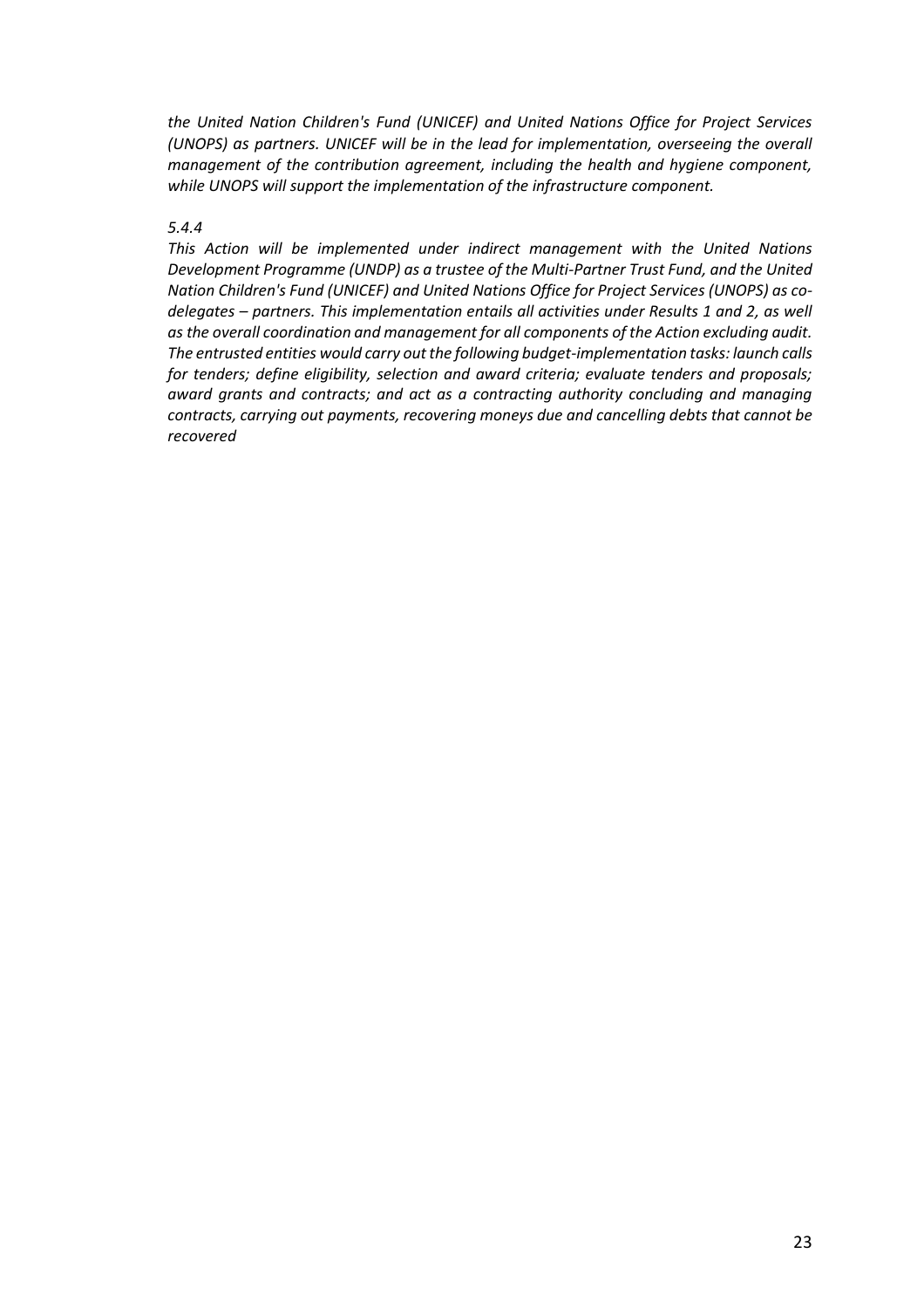*the United Nation Children's Fund (UNICEF) and United Nations Office for Project Services (UNOPS) as partners. UNICEF will be in the lead for implementation, overseeing the overall management of the contribution agreement, including the health and hygiene component, while UNOPS will support the implementation of the infrastructure component.*

*5.4.4*

*This Action will be implemented under indirect management with the United Nations Development Programme (UNDP) as a trustee of the Multi-Partner Trust Fund, and the United Nation Children's Fund (UNICEF) and United Nations Office for Project Services (UNOPS) as co-delegates – partners. This implementation entails all activities under Results 1 and 2, as well as the overall coordination and management for all components of the Action excluding audit. The entrusted entities would carry out the following budget-implementation tasks: launch calls for tenders; define eligibility, selection and award criteria; evaluate tenders and proposals; award grants and contracts; and act as a contracting authority concluding and managing contracts, carrying out payments, recovering moneys due and cancelling debts that cannot be recovered*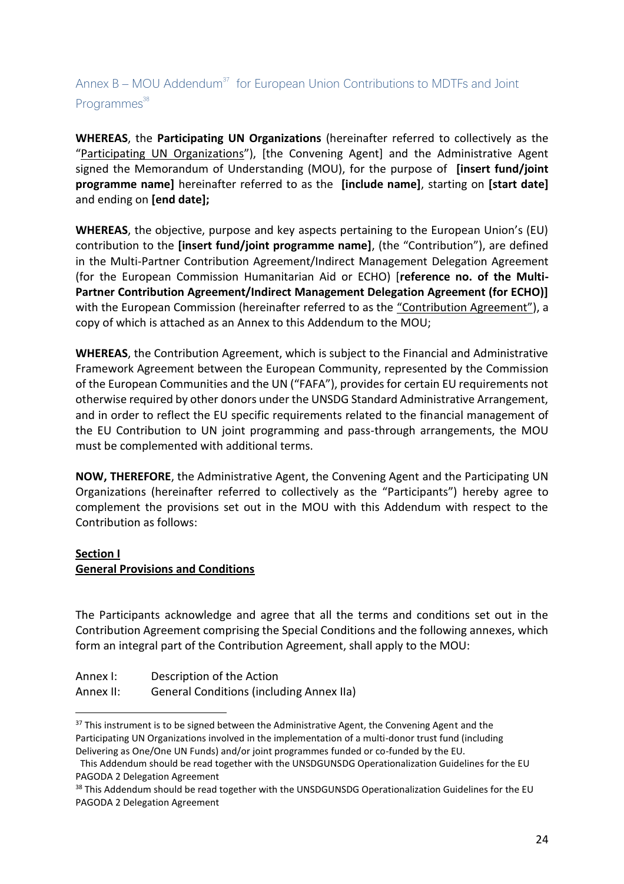## Annex B – MOU Addendum[37] for European Union Contributions to MDTFs and Joint Programmes[38]

**WHEREAS**, the **Participating UN Organizations** (hereinafter referred to collectively as the "Participating UN Organizations"), [the Convening Agent] and the Administrative Agent signed the Memorandum of Understanding (MOU), for the purpose of **[insert fund/joint programme name]** hereinafter referred to as the **[include name]**, starting on **[start date]** and ending on **[end date];**

**WHEREAS**, the objective, purpose and key aspects pertaining to the European Union's (EU) contribution to the **[insert fund/joint programme name]**, (the "Contribution"), are defined in the Multi-Partner Contribution Agreement/Indirect Management Delegation Agreement (for the European Commission Humanitarian Aid or ECHO) [**reference no. of the Multi-Partner Contribution Agreement/Indirect Management Delegation Agreement (for ECHO)]** with the European Commission (hereinafter referred to as the "Contribution Agreement"), a copy of which is attached as an Annex to this Addendum to the MOU;

**WHEREAS**, the Contribution Agreement, which is subject to the Financial and Administrative Framework Agreement between the European Community, represented by the Commission of the European Communities and the UN ("FAFA"), provides for certain EU requirements not otherwise required by other donors under the UNSDG Standard Administrative Arrangement, and in order to reflect the EU specific requirements related to the financial management of the EU Contribution to UN joint programming and pass-through arrangements, the MOU must be complemented with additional terms.

**NOW, THEREFORE**, the Administrative Agent, the Convening Agent and the Participating UN Organizations (hereinafter referred to collectively as the "Participants") hereby agree to complement the provisions set out in the MOU with this Addendum with respect to the Contribution as follows:

### Section I
### General Provisions and Conditions

The Participants acknowledge and agree that all the terms and conditions set out in the Contribution Agreement comprising the Special Conditions and the following annexes, which form an integral part of the Contribution Agreement, shall apply to the MOU:

Annex I: Description of the Action
Annex II: General Conditions (including Annex IIa)

---

[37] This instrument is to be signed between the Administrative Agent, the Convening Agent and the Participating UN Organizations involved in the implementation of a multi-donor trust fund (including Delivering as One/One UN Funds) and/or joint programmes funded or co-funded by the EU.
This Addendum should be read together with the UNSDGUNSDG Operationalization Guidelines for the EU PAGODA 2 Delegation Agreement

[38] This Addendum should be read together with the UNSDGUNSDG Operationalization Guidelines for the EU PAGODA 2 Delegation Agreement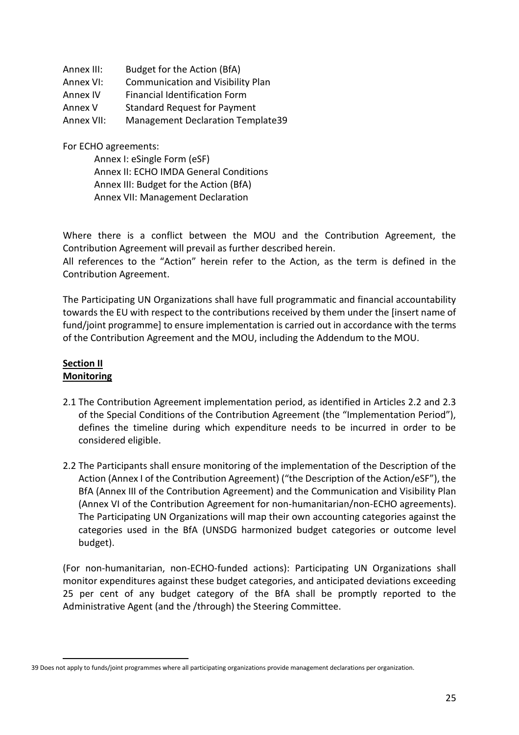Annex III: Budget for the Action (BfA)
Annex VI: Communication and Visibility Plan
Annex IV Financial Identification Form
Annex V Standard Request for Payment
Annex VII: Management Declaration Template[39]

For ECHO agreements:

Annex I: eSingle Form (eSF)
Annex II: ECHO IMDA General Conditions
Annex III: Budget for the Action (BfA)
Annex VII: Management Declaration

Where there is a conflict between the MOU and the Contribution Agreement, the Contribution Agreement will prevail as further described herein.
All references to the "Action" herein refer to the Action, as the term is defined in the Contribution Agreement.

The Participating UN Organizations shall have full programmatic and financial accountability towards the EU with respect to the contributions received by them under the [insert name of fund/joint programme] to ensure implementation is carried out in accordance with the terms of the Contribution Agreement and the MOU, including the Addendum to the MOU.

## Section II
## Monitoring

2.1 The Contribution Agreement implementation period, as identified in Articles 2.2 and 2.3 of the Special Conditions of the Contribution Agreement (the "Implementation Period"), defines the timeline during which expenditure needs to be incurred in order to be considered eligible.

2.2 The Participants shall ensure monitoring of the implementation of the Description of the Action (Annex I of the Contribution Agreement) ("the Description of the Action/eSF"), the BfA (Annex III of the Contribution Agreement) and the Communication and Visibility Plan (Annex VI of the Contribution Agreement for non-humanitarian/non-ECHO agreements). The Participating UN Organizations will map their own accounting categories against the categories used in the BfA (UNSDG harmonized budget categories or outcome level budget).

(For non-humanitarian, non-ECHO-funded actions): Participating UN Organizations shall monitor expenditures against these budget categories, and anticipated deviations exceeding 25 per cent of any budget category of the BfA shall be promptly reported to the Administrative Agent (and the /through) the Steering Committee.

---

[39] Does not apply to funds/joint programmes where all participating organizations provide management declarations per organization.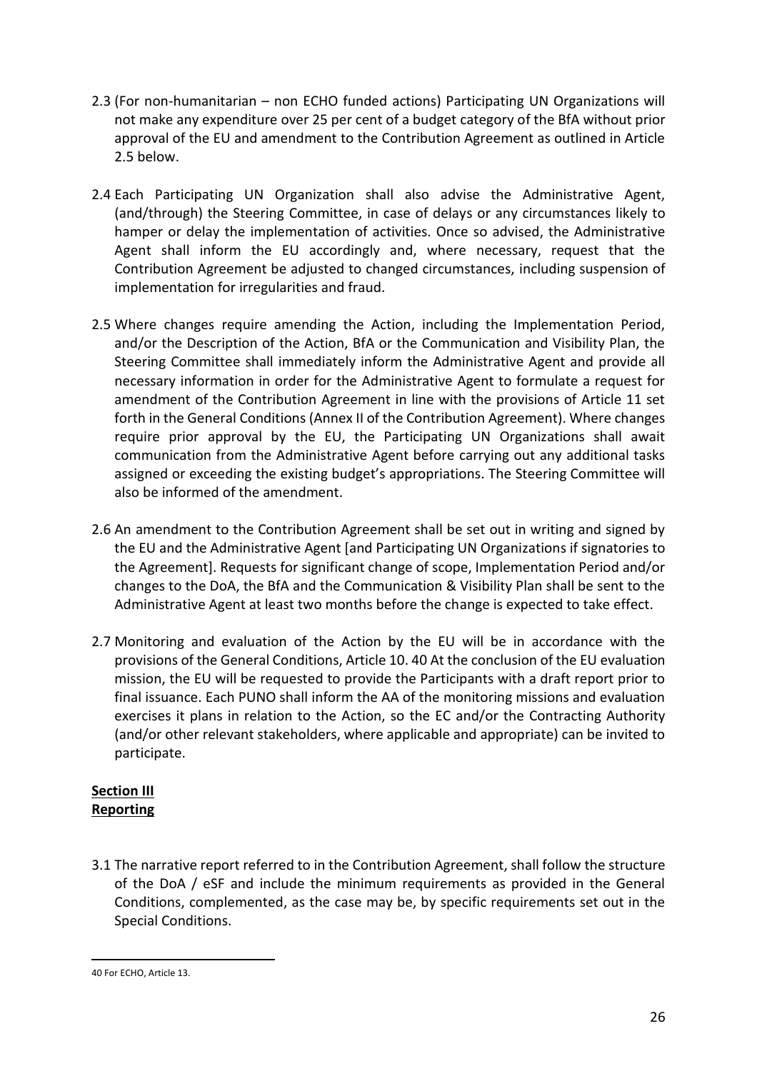2.3 (For non-humanitarian – non ECHO funded actions) Participating UN Organizations will not make any expenditure over 25 per cent of a budget category of the BfA without prior approval of the EU and amendment to the Contribution Agreement as outlined in Article 2.5 below.

2.4 Each Participating UN Organization shall also advise the Administrative Agent, (and/through) the Steering Committee, in case of delays or any circumstances likely to hamper or delay the implementation of activities. Once so advised, the Administrative Agent shall inform the EU accordingly and, where necessary, request that the Contribution Agreement be adjusted to changed circumstances, including suspension of implementation for irregularities and fraud.

2.5 Where changes require amending the Action, including the Implementation Period, and/or the Description of the Action, BfA or the Communication and Visibility Plan, the Steering Committee shall immediately inform the Administrative Agent and provide all necessary information in order for the Administrative Agent to formulate a request for amendment of the Contribution Agreement in line with the provisions of Article 11 set forth in the General Conditions (Annex II of the Contribution Agreement). Where changes require prior approval by the EU, the Participating UN Organizations shall await communication from the Administrative Agent before carrying out any additional tasks assigned or exceeding the existing budget's appropriations. The Steering Committee will also be informed of the amendment.

2.6 An amendment to the Contribution Agreement shall be set out in writing and signed by the EU and the Administrative Agent [and Participating UN Organizations if signatories to the Agreement]. Requests for significant change of scope, Implementation Period and/or changes to the DoA, the BfA and the Communication & Visibility Plan shall be sent to the Administrative Agent at least two months before the change is expected to take effect.

2.7 Monitoring and evaluation of the Action by the EU will be in accordance with the provisions of the General Conditions, Article 10.[40] At the conclusion of the EU evaluation mission, the EU will be requested to provide the Participants with a draft report prior to final issuance. Each PUNO shall inform the AA of the monitoring missions and evaluation exercises it plans in relation to the Action, so the EC and/or the Contracting Authority (and/or other relevant stakeholders, where applicable and appropriate) can be invited to participate.

**Section III**
**Reporting**

3.1 The narrative report referred to in the Contribution Agreement, shall follow the structure of the DoA / eSF and include the minimum requirements as provided in the General Conditions, complemented, as the case may be, by specific requirements set out in the Special Conditions.

---

[40] For ECHO, Article 13.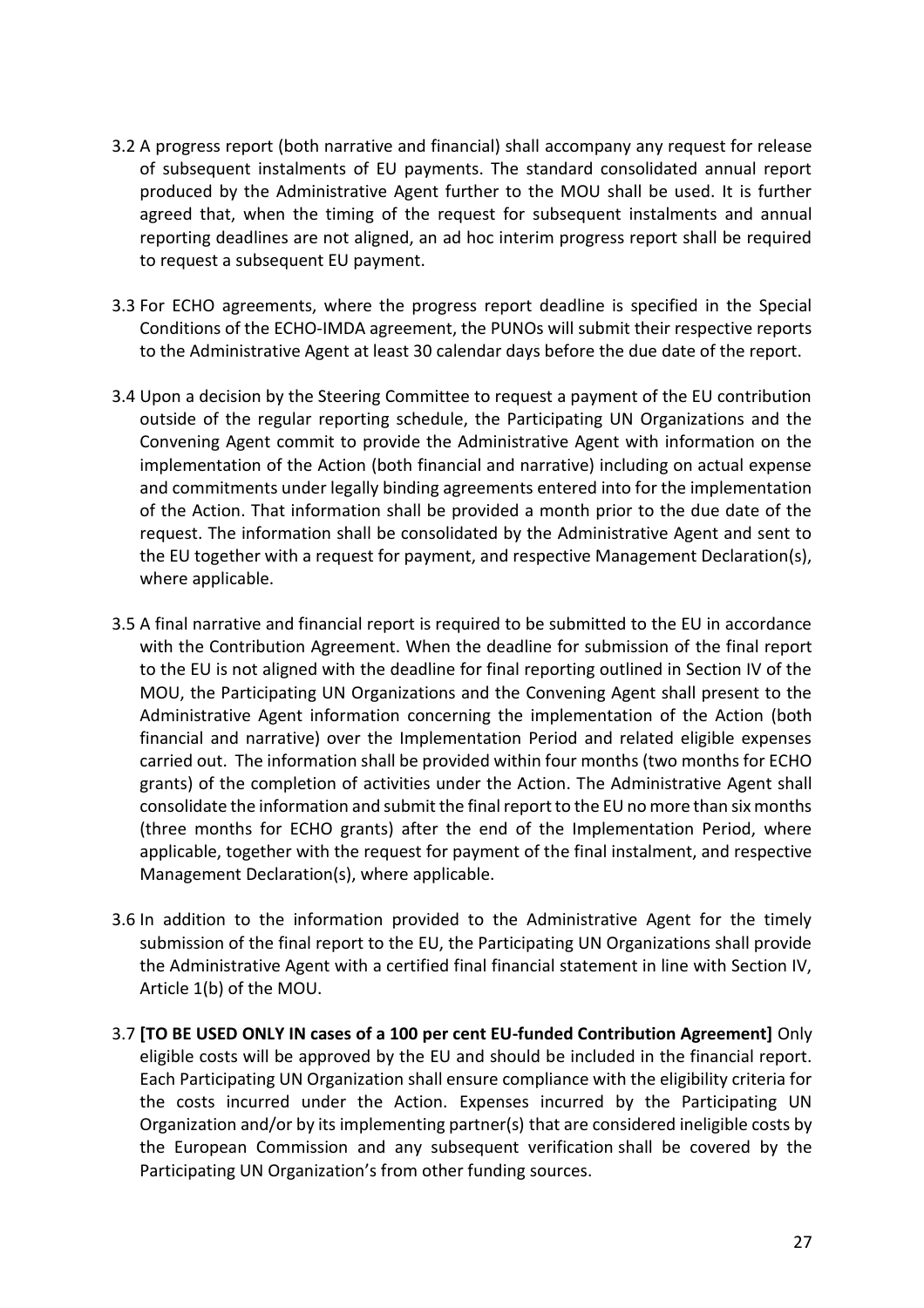3.2 A progress report (both narrative and financial) shall accompany any request for release of subsequent instalments of EU payments. The standard consolidated annual report produced by the Administrative Agent further to the MOU shall be used. It is further agreed that, when the timing of the request for subsequent instalments and annual reporting deadlines are not aligned, an ad hoc interim progress report shall be required to request a subsequent EU payment.

3.3 For ECHO agreements, where the progress report deadline is specified in the Special Conditions of the ECHO-IMDA agreement, the PUNOs will submit their respective reports to the Administrative Agent at least 30 calendar days before the due date of the report.

3.4 Upon a decision by the Steering Committee to request a payment of the EU contribution outside of the regular reporting schedule, the Participating UN Organizations and the Convening Agent commit to provide the Administrative Agent with information on the implementation of the Action (both financial and narrative) including on actual expense and commitments under legally binding agreements entered into for the implementation of the Action. That information shall be provided a month prior to the due date of the request. The information shall be consolidated by the Administrative Agent and sent to the EU together with a request for payment, and respective Management Declaration(s), where applicable.

3.5 A final narrative and financial report is required to be submitted to the EU in accordance with the Contribution Agreement. When the deadline for submission of the final report to the EU is not aligned with the deadline for final reporting outlined in Section IV of the MOU, the Participating UN Organizations and the Convening Agent shall present to the Administrative Agent information concerning the implementation of the Action (both financial and narrative) over the Implementation Period and related eligible expenses carried out. The information shall be provided within four months (two months for ECHO grants) of the completion of activities under the Action. The Administrative Agent shall consolidate the information and submit the final report to the EU no more than six months (three months for ECHO grants) after the end of the Implementation Period, where applicable, together with the request for payment of the final instalment, and respective Management Declaration(s), where applicable.

3.6 In addition to the information provided to the Administrative Agent for the timely submission of the final report to the EU, the Participating UN Organizations shall provide the Administrative Agent with a certified final financial statement in line with Section IV, Article 1(b) of the MOU.

3.7 **[TO BE USED ONLY IN cases of a 100 per cent EU-funded Contribution Agreement]** Only eligible costs will be approved by the EU and should be included in the financial report. Each Participating UN Organization shall ensure compliance with the eligibility criteria for the costs incurred under the Action. Expenses incurred by the Participating UN Organization and/or by its implementing partner(s) that are considered ineligible costs by the European Commission and any subsequent verification shall be covered by the Participating UN Organization's from other funding sources.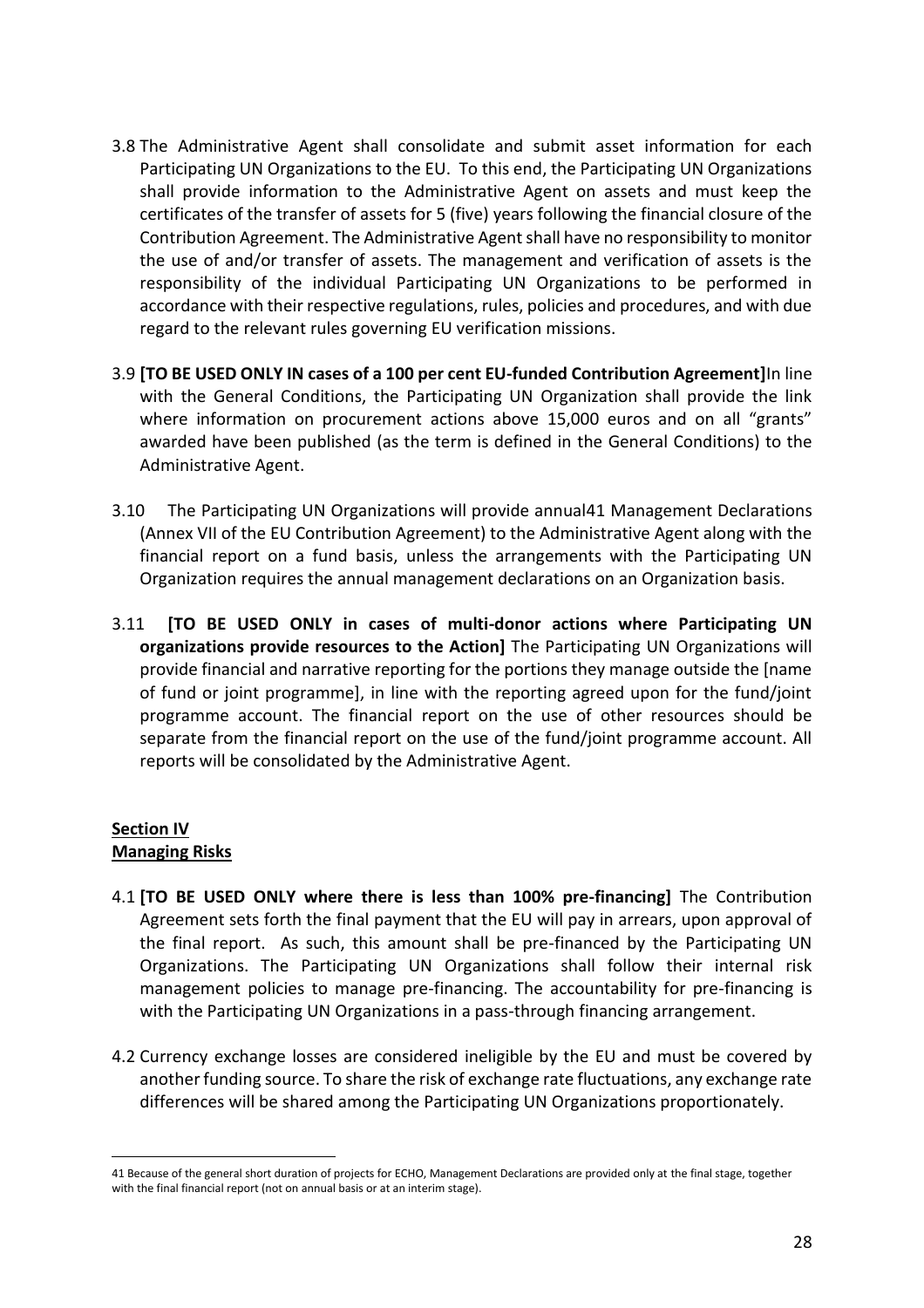3.8 The Administrative Agent shall consolidate and submit asset information for each Participating UN Organizations to the EU. To this end, the Participating UN Organizations shall provide information to the Administrative Agent on assets and must keep the certificates of the transfer of assets for 5 (five) years following the financial closure of the Contribution Agreement. The Administrative Agent shall have no responsibility to monitor the use of and/or transfer of assets. The management and verification of assets is the responsibility of the individual Participating UN Organizations to be performed in accordance with their respective regulations, rules, policies and procedures, and with due regard to the relevant rules governing EU verification missions.

3.9 **[TO BE USED ONLY IN cases of a 100 per cent EU-funded Contribution Agreement]**In line with the General Conditions, the Participating UN Organization shall provide the link where information on procurement actions above 15,000 euros and on all "grants" awarded have been published (as the term is defined in the General Conditions) to the Administrative Agent.

3.10 The Participating UN Organizations will provide annual[41] Management Declarations (Annex VII of the EU Contribution Agreement) to the Administrative Agent along with the financial report on a fund basis, unless the arrangements with the Participating UN Organization requires the annual management declarations on an Organization basis.

3.11 **[TO BE USED ONLY in cases of multi-donor actions where Participating UN organizations provide resources to the Action]** The Participating UN Organizations will provide financial and narrative reporting for the portions they manage outside the [name of fund or joint programme], in line with the reporting agreed upon for the fund/joint programme account. The financial report on the use of other resources should be separate from the financial report on the use of the fund/joint programme account. All reports will be consolidated by the Administrative Agent.

## **Section IV**
## **Managing Risks**

4.1 **[TO BE USED ONLY where there is less than 100% pre-financing]** The Contribution Agreement sets forth the final payment that the EU will pay in arrears, upon approval of the final report. As such, this amount shall be pre-financed by the Participating UN Organizations. The Participating UN Organizations shall follow their internal risk management policies to manage pre-financing. The accountability for pre-financing is with the Participating UN Organizations in a pass-through financing arrangement.

4.2 Currency exchange losses are considered ineligible by the EU and must be covered by another funding source. To share the risk of exchange rate fluctuations, any exchange rate differences will be shared among the Participating UN Organizations proportionately.

---

41 Because of the general short duration of projects for ECHO, Management Declarations are provided only at the final stage, together with the final financial report (not on annual basis or at an interim stage).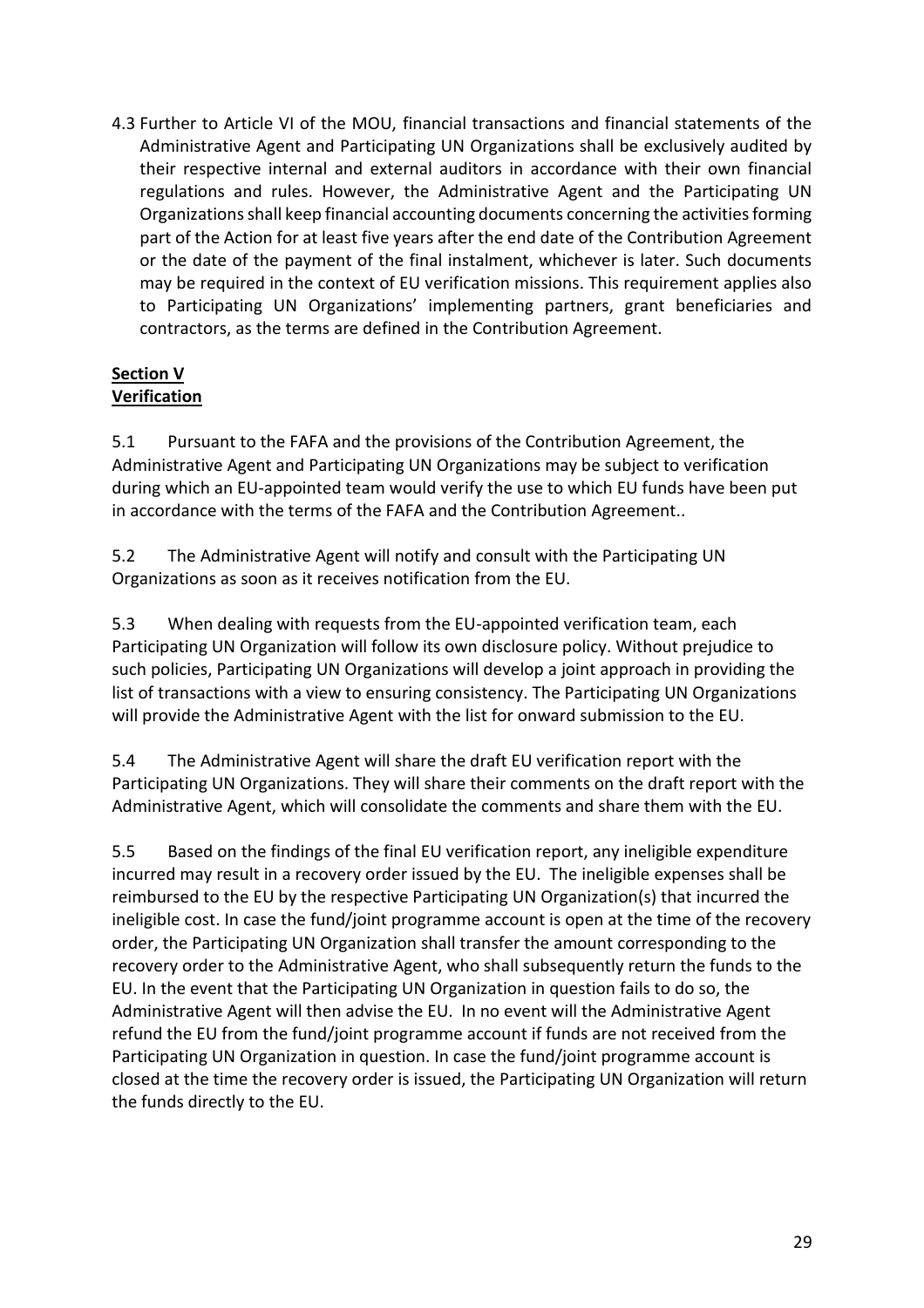4.3 Further to Article VI of the MOU, financial transactions and financial statements of the Administrative Agent and Participating UN Organizations shall be exclusively audited by their respective internal and external auditors in accordance with their own financial regulations and rules. However, the Administrative Agent and the Participating UN Organizations shall keep financial accounting documents concerning the activities forming part of the Action for at least five years after the end date of the Contribution Agreement or the date of the payment of the final instalment, whichever is later. Such documents may be required in the context of EU verification missions. This requirement applies also to Participating UN Organizations' implementing partners, grant beneficiaries and contractors, as the terms are defined in the Contribution Agreement.

## Section V
## Verification

5.1 Pursuant to the FAFA and the provisions of the Contribution Agreement, the Administrative Agent and Participating UN Organizations may be subject to verification during which an EU-appointed team would verify the use to which EU funds have been put in accordance with the terms of the FAFA and the Contribution Agreement..

5.2 The Administrative Agent will notify and consult with the Participating UN Organizations as soon as it receives notification from the EU.

5.3 When dealing with requests from the EU-appointed verification team, each Participating UN Organization will follow its own disclosure policy. Without prejudice to such policies, Participating UN Organizations will develop a joint approach in providing the list of transactions with a view to ensuring consistency. The Participating UN Organizations will provide the Administrative Agent with the list for onward submission to the EU.

5.4 The Administrative Agent will share the draft EU verification report with the Participating UN Organizations. They will share their comments on the draft report with the Administrative Agent, which will consolidate the comments and share them with the EU.

5.5 Based on the findings of the final EU verification report, any ineligible expenditure incurred may result in a recovery order issued by the EU. The ineligible expenses shall be reimbursed to the EU by the respective Participating UN Organization(s) that incurred the ineligible cost. In case the fund/joint programme account is open at the time of the recovery order, the Participating UN Organization shall transfer the amount corresponding to the recovery order to the Administrative Agent, who shall subsequently return the funds to the EU. In the event that the Participating UN Organization in question fails to do so, the Administrative Agent will then advise the EU. In no event will the Administrative Agent refund the EU from the fund/joint programme account if funds are not received from the Participating UN Organization in question. In case the fund/joint programme account is closed at the time the recovery order is issued, the Participating UN Organization will return the funds directly to the EU.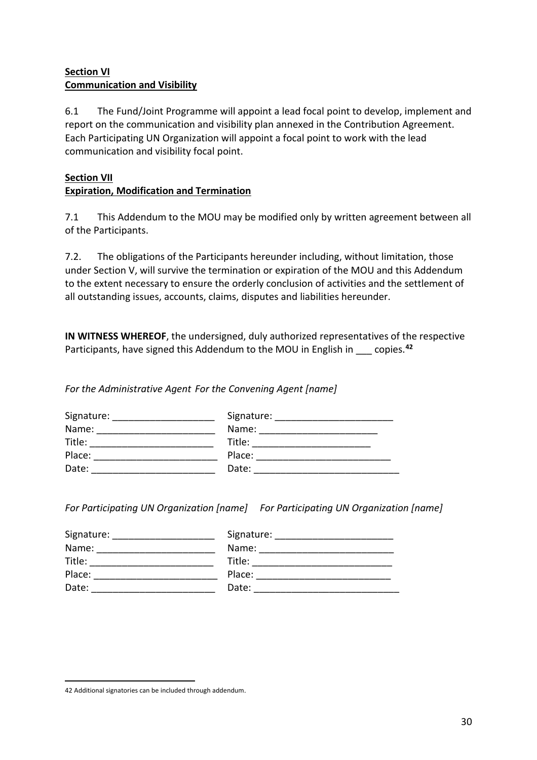**Section VI**
**Communication and Visibility**

6.1 The Fund/Joint Programme will appoint a lead focal point to develop, implement and report on the communication and visibility plan annexed in the Contribution Agreement. Each Participating UN Organization will appoint a focal point to work with the lead communication and visibility focal point.

**Section VII**
**Expiration, Modification and Termination**

7.1 This Addendum to the MOU may be modified only by written agreement between all of the Participants.

7.2. The obligations of the Participants hereunder including, without limitation, those under Section V, will survive the termination or expiration of the MOU and this Addendum to the extent necessary to ensure the orderly conclusion of activities and the settlement of all outstanding issues, accounts, claims, disputes and liabilities hereunder.

**IN WITNESS WHEREOF**, the undersigned, duly authorized representatives of the respective Participants, have signed this Addendum to the MOU in English in ___ copies.[42]

*For the Administrative Agent*

Signature: ___________________
Name: ______________________
Title: _______________________
Place: ______________________
Date: _______________________

*For the Convening Agent [name]*

Signature: ______________________
Name: ______________________
Title: ______________________
Place: ________________________
Date: __________________________

*For Participating UN Organization [name]*

Signature: ___________________
Name: ______________________
Title: _______________________
Place: ______________________
Date: _______________________

*For Participating UN Organization [name]*

Signature: ______________________
Name: ________________________
Title: _________________________
Place: ________________________
Date: __________________________

---

42 Additional signatories can be included through addendum.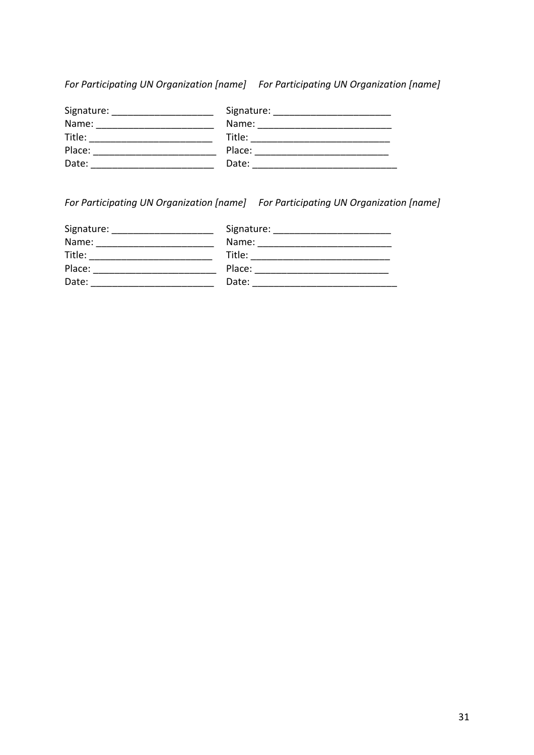*For Participating UN Organization [name]*

Signature: ___________________
Name: ______________________
Title: ______________________
Place: ______________________
Date: ______________________

*For Participating UN Organization [name]*

Signature: ______________________
Name: _________________________
Title: _________________________
Place: _________________________
Date: __________________________

*For Participating UN Organization [name]*

Signature: ___________________
Name: ______________________
Title: ______________________
Place: ______________________
Date: ______________________

*For Participating UN Organization [name]*

Signature: ______________________
Name: _________________________
Title: _________________________
Place: _________________________
Date: __________________________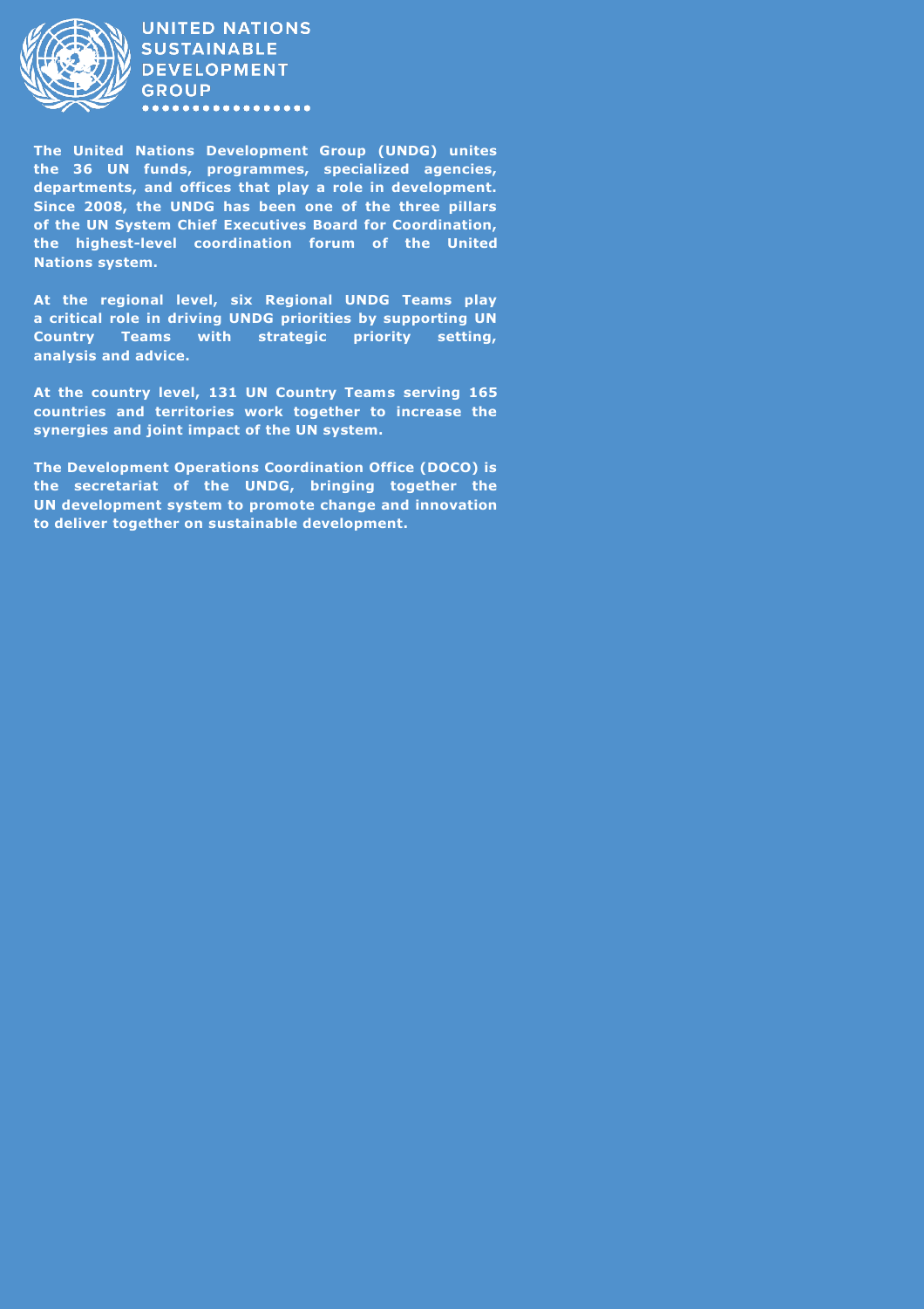UNITED NATIONS
SUSTAINABLE
DEVELOPMENT
GROUP

**The United Nations Development Group (UNDG) unites the 36 UN funds, programmes, specialized agencies, departments, and offices that play a role in development. Since 2008, the UNDG has been one of the three pillars of the UN System Chief Executives Board for Coordination, the highest-level coordination forum of the United Nations system.**

**At the regional level, six Regional UNDG Teams play a critical role in driving UNDG priorities by supporting UN Country Teams with strategic priority setting, analysis and advice.**

**At the country level, 131 UN Country Teams serving 165 countries and territories work together to increase the synergies and joint impact of the UN system.**

**The Development Operations Coordination Office (DOCO) is the secretariat of the UNDG, bringing together the UN development system to promote change and innovation to deliver together on sustainable development.**